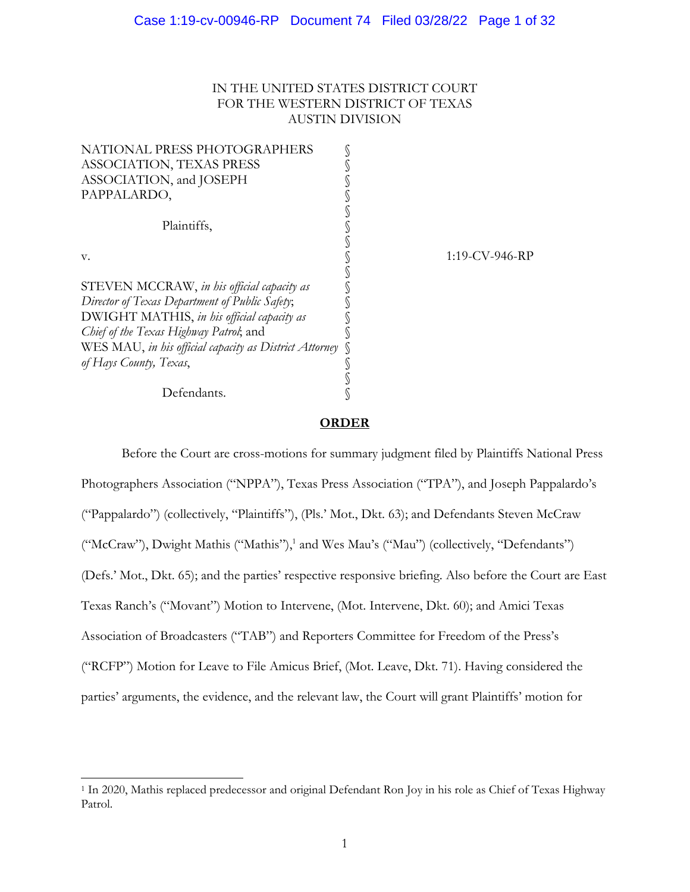IN THE UNITED STATES DISTRICT COURT
FOR THE WESTERN DISTRICT OF TEXAS
AUSTIN DIVISION

| | | |
|---|---|---|
| NATIONAL PRESS PHOTOGRAPHERS ASSOCIATION, TEXAS PRESS ASSOCIATION, and JOSEPH PAPPALARDO, | § | |
| Plaintiffs, | § | |
| v. | § | 1:19-CV-946-RP |
| STEVEN MCCRAW, *in his official capacity as Director of Texas Department of Public Safety*; DWIGHT MATHIS, *in his official capacity as Chief of the Texas Highway Patrol*; and WES MAU, *in his official capacity as District Attorney of Hays County, Texas*, | § | |
| Defendants. | § | |

**ORDER**

Before the Court are cross-motions for summary judgment filed by Plaintiffs National Press Photographers Association ("NPPA"), Texas Press Association ("TPA"), and Joseph Pappalardo's ("Pappalardo") (collectively, "Plaintiffs"), (Pls.' Mot., Dkt. 63); and Defendants Steven McCraw ("McCraw"), Dwight Mathis ("Mathis"),[1] and Wes Mau's ("Mau") (collectively, "Defendants") (Defs.' Mot., Dkt. 65); and the parties' respective responsive briefing. Also before the Court are East Texas Ranch's ("Movant") Motion to Intervene, (Mot. Intervene, Dkt. 60); and Amici Texas Association of Broadcasters ("TAB") and Reporters Committee for Freedom of the Press's ("RCFP") Motion for Leave to File Amicus Brief, (Mot. Leave, Dkt. 71). Having considered the parties' arguments, the evidence, and the relevant law, the Court will grant Plaintiffs' motion for

---

[1] In 2020, Mathis replaced predecessor and original Defendant Ron Joy in his role as Chief of Texas Highway Patrol.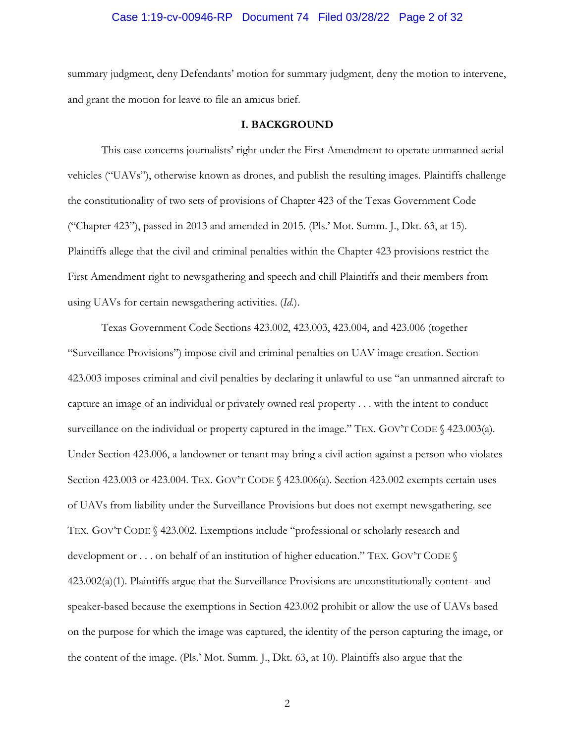summary judgment, deny Defendants' motion for summary judgment, deny the motion to intervene, and grant the motion for leave to file an amicus brief.

## I. BACKGROUND

This case concerns journalists' right under the First Amendment to operate unmanned aerial vehicles ("UAVs"), otherwise known as drones, and publish the resulting images. Plaintiffs challenge the constitutionality of two sets of provisions of Chapter 423 of the Texas Government Code ("Chapter 423"), passed in 2013 and amended in 2015. (Pls.' Mot. Summ. J., Dkt. 63, at 15). Plaintiffs allege that the civil and criminal penalties within the Chapter 423 provisions restrict the First Amendment right to newsgathering and speech and chill Plaintiffs and their members from using UAVs for certain newsgathering activities. (*Id.*).

Texas Government Code Sections 423.002, 423.003, 423.004, and 423.006 (together "Surveillance Provisions") impose civil and criminal penalties on UAV image creation. Section 423.003 imposes criminal and civil penalties by declaring it unlawful to use "an unmanned aircraft to capture an image of an individual or privately owned real property . . . with the intent to conduct surveillance on the individual or property captured in the image." TEX. GOV'T CODE § 423.003(a). Under Section 423.006, a landowner or tenant may bring a civil action against a person who violates Section 423.003 or 423.004. TEX. GOV'T CODE § 423.006(a). Section 423.002 exempts certain uses of UAVs from liability under the Surveillance Provisions but does not exempt newsgathering. see TEX. GOV'T CODE § 423.002. Exemptions include "professional or scholarly research and development or . . . on behalf of an institution of higher education." TEX. GOV'T CODE § 423.002(a)(1). Plaintiffs argue that the Surveillance Provisions are unconstitutionally content- and speaker-based because the exemptions in Section 423.002 prohibit or allow the use of UAVs based on the purpose for which the image was captured, the identity of the person capturing the image, or the content of the image. (Pls.' Mot. Summ. J., Dkt. 63, at 10). Plaintiffs also argue that the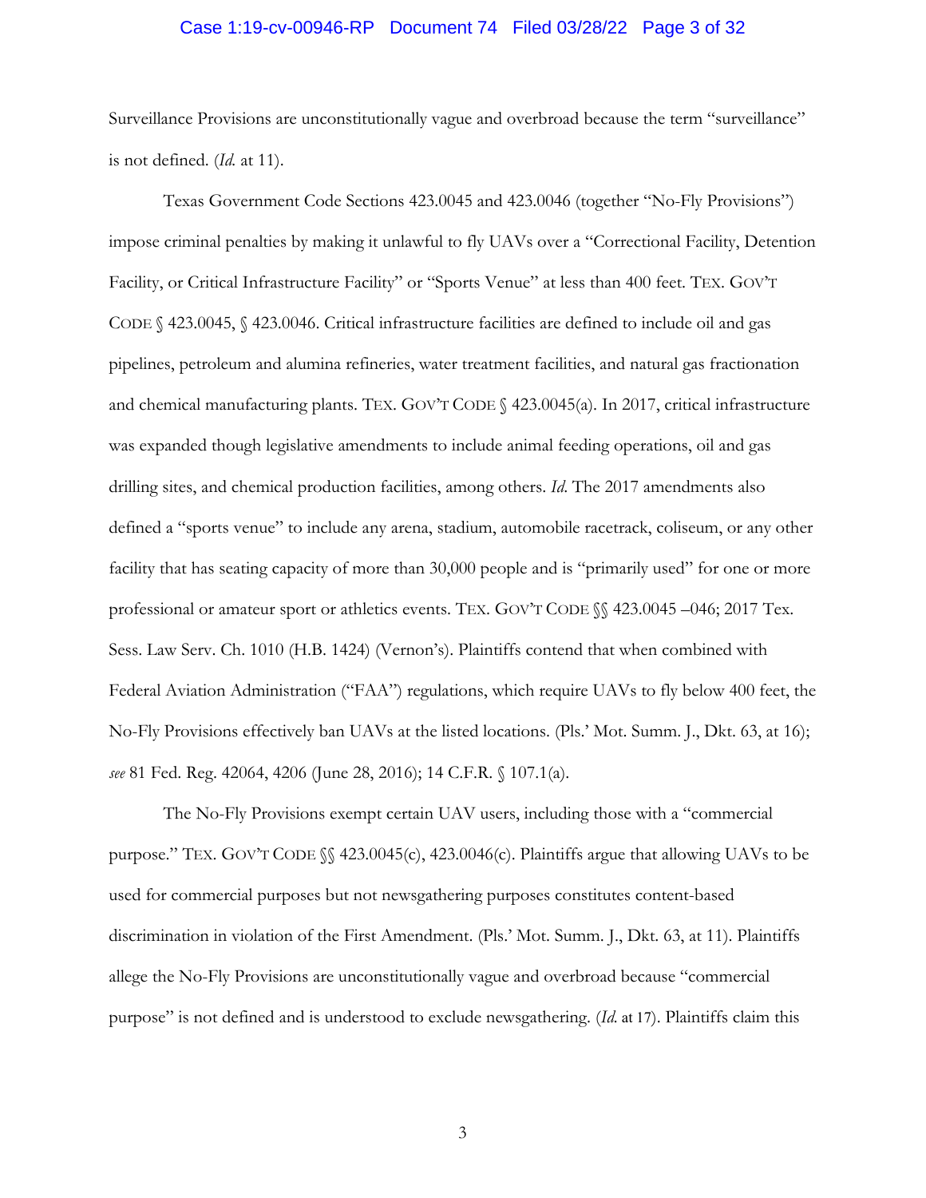Surveillance Provisions are unconstitutionally vague and overbroad because the term "surveillance" is not defined. (*Id.* at 11).

Texas Government Code Sections 423.0045 and 423.0046 (together "No-Fly Provisions") impose criminal penalties by making it unlawful to fly UAVs over a "Correctional Facility, Detention Facility, or Critical Infrastructure Facility" or "Sports Venue" at less than 400 feet. TEX. GOV'T CODE § 423.0045, § 423.0046. Critical infrastructure facilities are defined to include oil and gas pipelines, petroleum and alumina refineries, water treatment facilities, and natural gas fractionation and chemical manufacturing plants. TEX. GOV'T CODE § 423.0045(a). In 2017, critical infrastructure was expanded though legislative amendments to include animal feeding operations, oil and gas drilling sites, and chemical production facilities, among others. *Id*. The 2017 amendments also defined a "sports venue" to include any arena, stadium, automobile racetrack, coliseum, or any other facility that has seating capacity of more than 30,000 people and is "primarily used" for one or more professional or amateur sport or athletics events. TEX. GOV'T CODE §§ 423.0045 –046; 2017 Tex. Sess. Law Serv. Ch. 1010 (H.B. 1424) (Vernon's). Plaintiffs contend that when combined with Federal Aviation Administration ("FAA") regulations, which require UAVs to fly below 400 feet, the No-Fly Provisions effectively ban UAVs at the listed locations. (Pls.' Mot. Summ. J., Dkt. 63, at 16); *see* 81 Fed. Reg. 42064, 4206 (June 28, 2016); 14 C.F.R. § 107.1(a).

The No-Fly Provisions exempt certain UAV users, including those with a "commercial purpose." TEX. GOV'T CODE §§ 423.0045(c), 423.0046(c). Plaintiffs argue that allowing UAVs to be used for commercial purposes but not newsgathering purposes constitutes content-based discrimination in violation of the First Amendment. (Pls.' Mot. Summ. J., Dkt. 63, at 11). Plaintiffs allege the No-Fly Provisions are unconstitutionally vague and overbroad because "commercial purpose" is not defined and is understood to exclude newsgathering. (*Id.* at 17). Plaintiffs claim this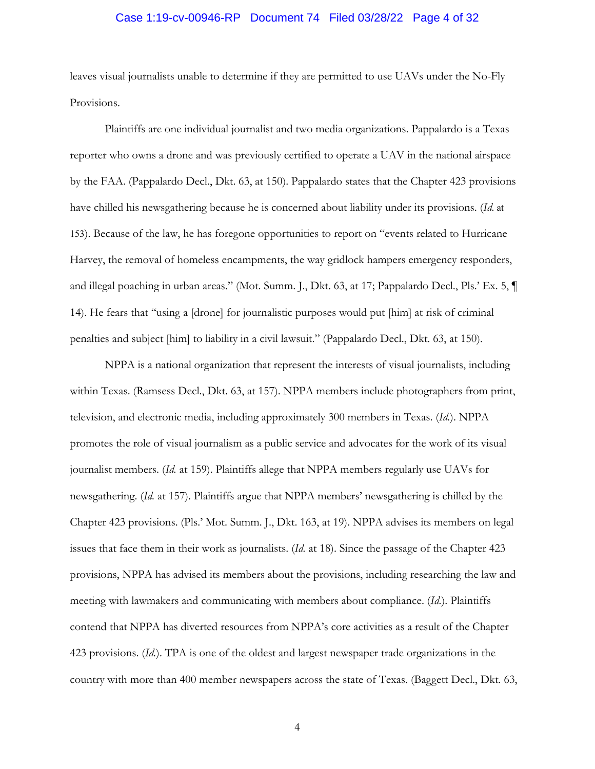leaves visual journalists unable to determine if they are permitted to use UAVs under the No-Fly Provisions.

Plaintiffs are one individual journalist and two media organizations. Pappalardo is a Texas reporter who owns a drone and was previously certified to operate a UAV in the national airspace by the FAA. (Pappalardo Decl., Dkt. 63, at 150). Pappalardo states that the Chapter 423 provisions have chilled his newsgathering because he is concerned about liability under its provisions. (*Id.* at 153). Because of the law, he has foregone opportunities to report on "events related to Hurricane Harvey, the removal of homeless encampments, the way gridlock hampers emergency responders, and illegal poaching in urban areas." (Mot. Summ. J., Dkt. 63, at 17; Pappalardo Decl., Pls.' Ex. 5, ¶ 14). He fears that "using a [drone] for journalistic purposes would put [him] at risk of criminal penalties and subject [him] to liability in a civil lawsuit." (Pappalardo Decl., Dkt. 63, at 150).

NPPA is a national organization that represent the interests of visual journalists, including within Texas. (Ramsess Decl., Dkt. 63, at 157). NPPA members include photographers from print, television, and electronic media, including approximately 300 members in Texas. (*Id.*). NPPA promotes the role of visual journalism as a public service and advocates for the work of its visual journalist members. (*Id.* at 159). Plaintiffs allege that NPPA members regularly use UAVs for newsgathering. (*Id.* at 157). Plaintiffs argue that NPPA members' newsgathering is chilled by the Chapter 423 provisions. (Pls.' Mot. Summ. J., Dkt. 163, at 19). NPPA advises its members on legal issues that face them in their work as journalists. (*Id.* at 18). Since the passage of the Chapter 423 provisions, NPPA has advised its members about the provisions, including researching the law and meeting with lawmakers and communicating with members about compliance. (*Id.*). Plaintiffs contend that NPPA has diverted resources from NPPA's core activities as a result of the Chapter 423 provisions. (*Id.*). TPA is one of the oldest and largest newspaper trade organizations in the country with more than 400 member newspapers across the state of Texas. (Baggett Decl., Dkt. 63,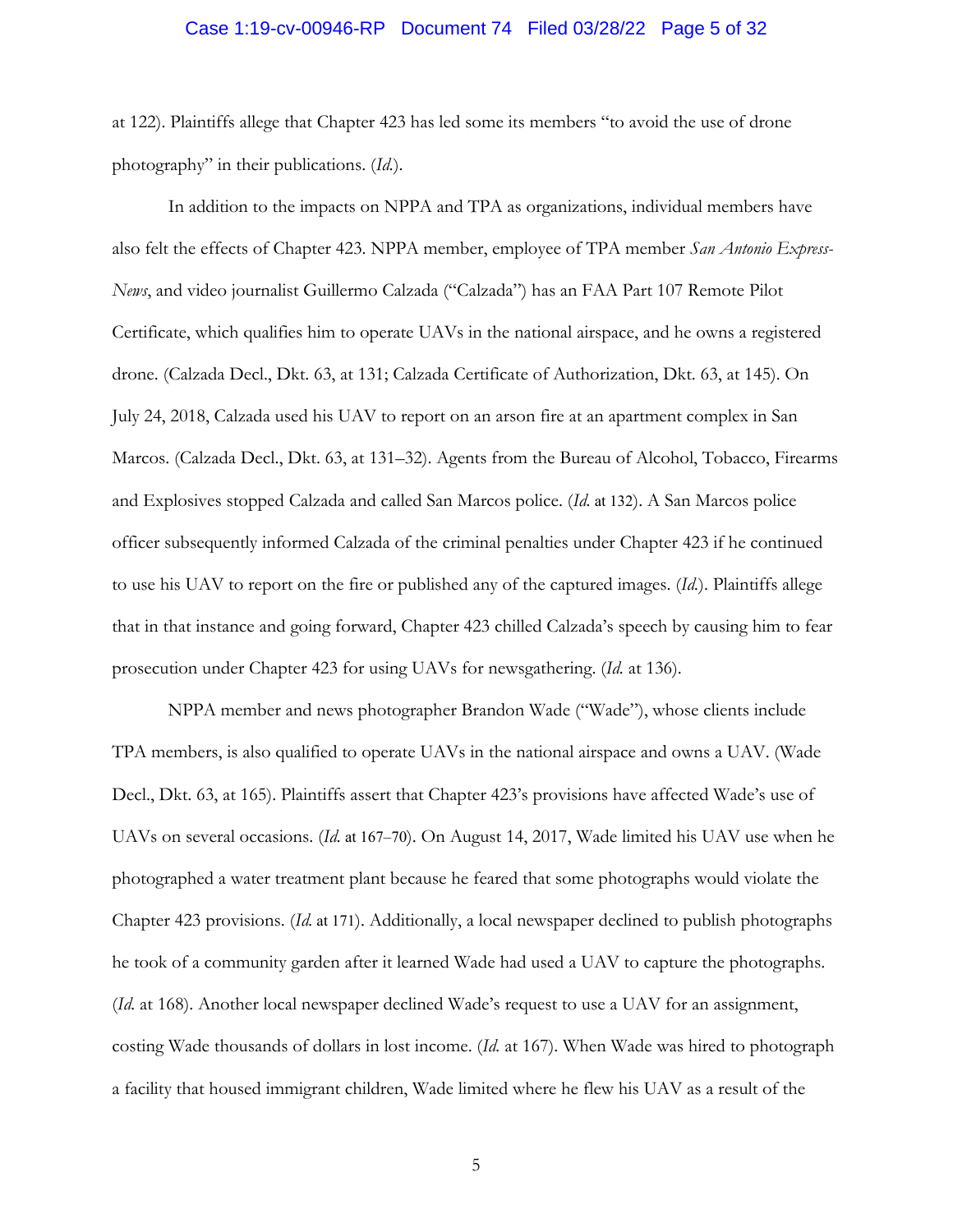at 122). Plaintiffs allege that Chapter 423 has led some its members "to avoid the use of drone photography" in their publications. (*Id.*).

In addition to the impacts on NPPA and TPA as organizations, individual members have also felt the effects of Chapter 423. NPPA member, employee of TPA member *San Antonio Express-News*, and video journalist Guillermo Calzada ("Calzada") has an FAA Part 107 Remote Pilot Certificate, which qualifies him to operate UAVs in the national airspace, and he owns a registered drone. (Calzada Decl., Dkt. 63, at 131; Calzada Certificate of Authorization, Dkt. 63, at 145). On July 24, 2018, Calzada used his UAV to report on an arson fire at an apartment complex in San Marcos. (Calzada Decl., Dkt. 63, at 131–32). Agents from the Bureau of Alcohol, Tobacco, Firearms and Explosives stopped Calzada and called San Marcos police. (*Id.* at 132). A San Marcos police officer subsequently informed Calzada of the criminal penalties under Chapter 423 if he continued to use his UAV to report on the fire or published any of the captured images. (*Id.*). Plaintiffs allege that in that instance and going forward, Chapter 423 chilled Calzada's speech by causing him to fear prosecution under Chapter 423 for using UAVs for newsgathering. (*Id.* at 136).

NPPA member and news photographer Brandon Wade ("Wade"), whose clients include TPA members, is also qualified to operate UAVs in the national airspace and owns a UAV. (Wade Decl., Dkt. 63, at 165). Plaintiffs assert that Chapter 423's provisions have affected Wade's use of UAVs on several occasions. (*Id.* at 167–70). On August 14, 2017, Wade limited his UAV use when he photographed a water treatment plant because he feared that some photographs would violate the Chapter 423 provisions. (*Id.* at 171). Additionally, a local newspaper declined to publish photographs he took of a community garden after it learned Wade had used a UAV to capture the photographs. (*Id.* at 168). Another local newspaper declined Wade's request to use a UAV for an assignment, costing Wade thousands of dollars in lost income. (*Id.* at 167). When Wade was hired to photograph a facility that housed immigrant children, Wade limited where he flew his UAV as a result of the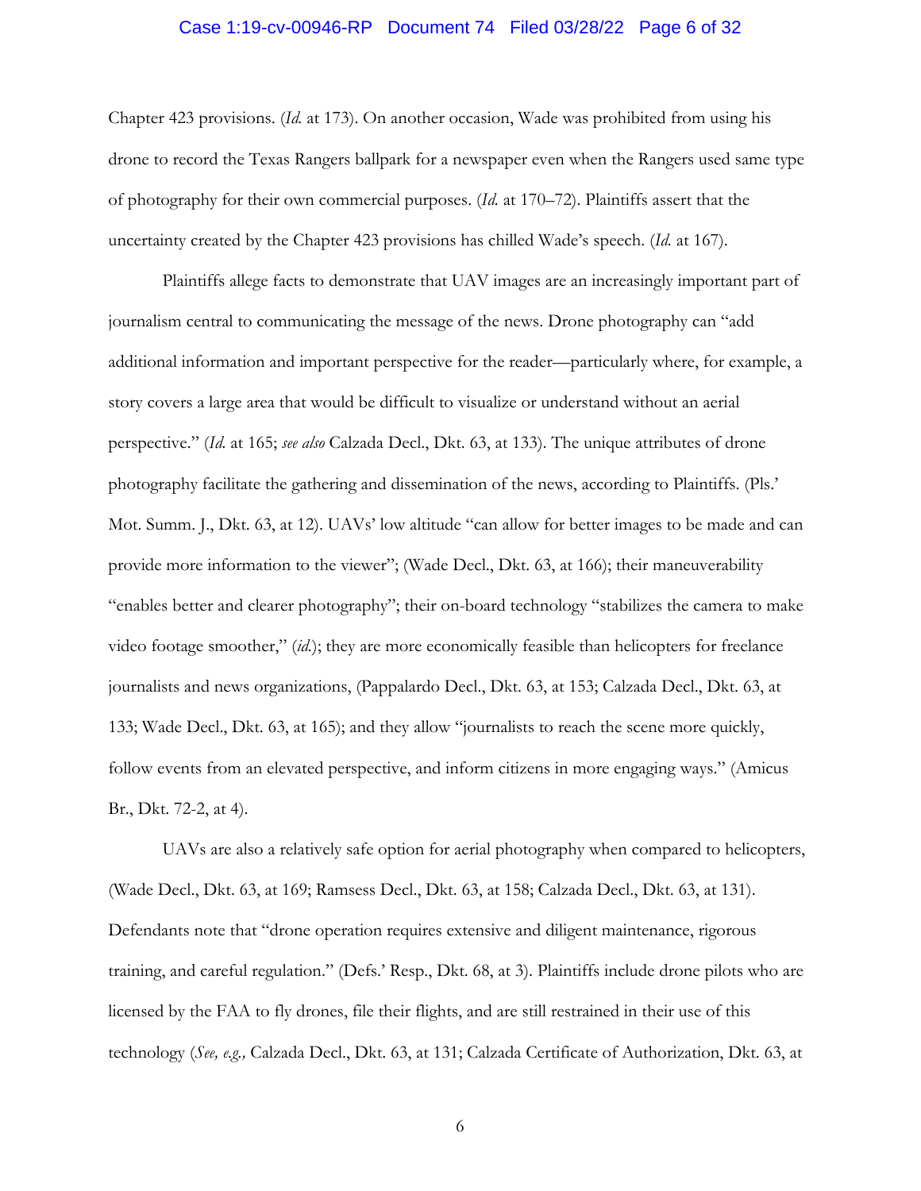Chapter 423 provisions. (*Id.* at 173). On another occasion, Wade was prohibited from using his drone to record the Texas Rangers ballpark for a newspaper even when the Rangers used same type of photography for their own commercial purposes. (*Id.* at 170–72). Plaintiffs assert that the uncertainty created by the Chapter 423 provisions has chilled Wade's speech. (*Id.* at 167).

Plaintiffs allege facts to demonstrate that UAV images are an increasingly important part of journalism central to communicating the message of the news. Drone photography can "add additional information and important perspective for the reader—particularly where, for example, a story covers a large area that would be difficult to visualize or understand without an aerial perspective." (*Id.* at 165; *see also* Calzada Decl., Dkt. 63, at 133). The unique attributes of drone photography facilitate the gathering and dissemination of the news, according to Plaintiffs. (Pls.' Mot. Summ. J., Dkt. 63, at 12). UAVs' low altitude "can allow for better images to be made and can provide more information to the viewer"; (Wade Decl., Dkt. 63, at 166); their maneuverability "enables better and clearer photography"; their on-board technology "stabilizes the camera to make video footage smoother," (*id.*); they are more economically feasible than helicopters for freelance journalists and news organizations, (Pappalardo Decl., Dkt. 63, at 153; Calzada Decl., Dkt. 63, at 133; Wade Decl., Dkt. 63, at 165); and they allow "journalists to reach the scene more quickly, follow events from an elevated perspective, and inform citizens in more engaging ways." (Amicus Br., Dkt. 72-2, at 4).

UAVs are also a relatively safe option for aerial photography when compared to helicopters, (Wade Decl., Dkt. 63, at 169; Ramsess Decl., Dkt. 63, at 158; Calzada Decl., Dkt. 63, at 131). Defendants note that "drone operation requires extensive and diligent maintenance, rigorous training, and careful regulation." (Defs.' Resp., Dkt. 68, at 3). Plaintiffs include drone pilots who are licensed by the FAA to fly drones, file their flights, and are still restrained in their use of this technology (*See, e.g.,* Calzada Decl., Dkt. 63, at 131; Calzada Certificate of Authorization, Dkt. 63, at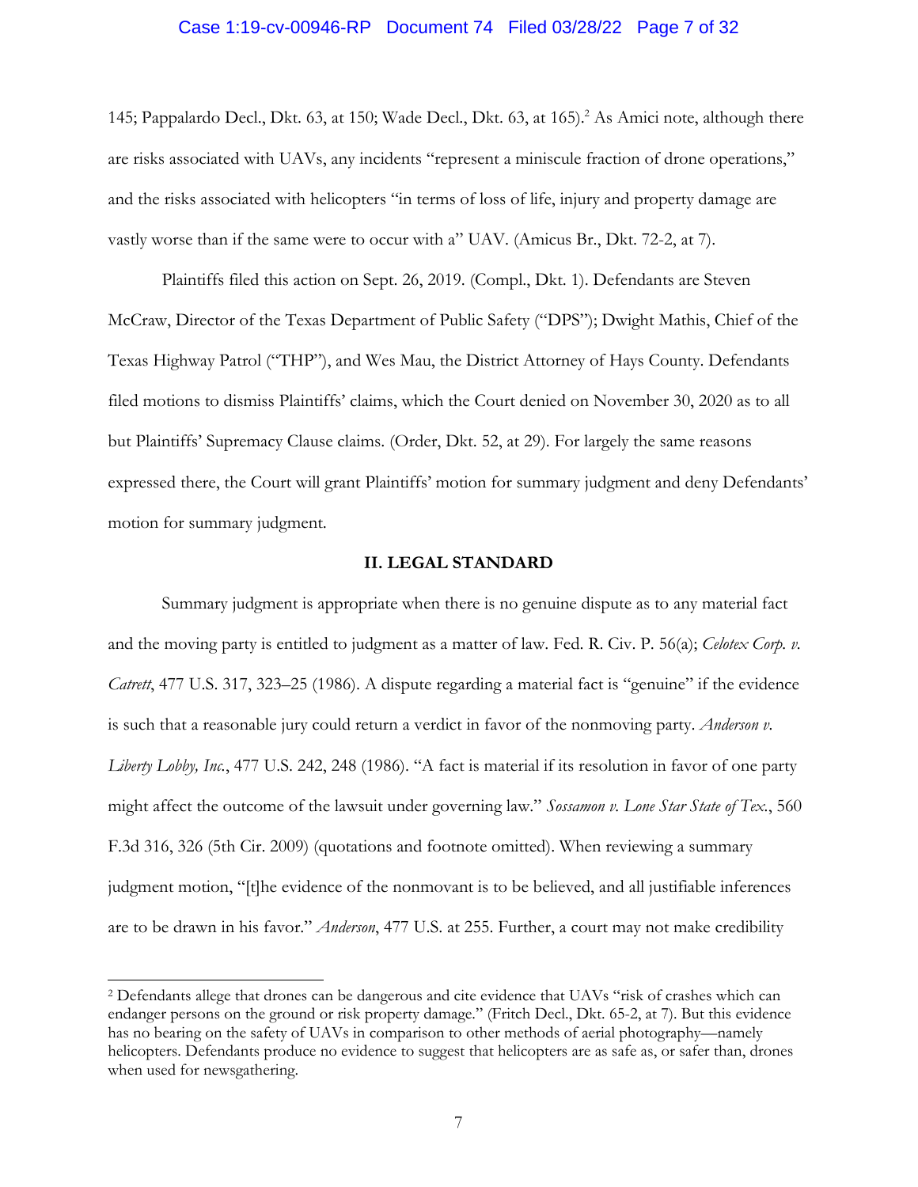145; Pappalardo Decl., Dkt. 63, at 150; Wade Decl., Dkt. 63, at 165).[2] As Amici note, although there are risks associated with UAVs, any incidents "represent a miniscule fraction of drone operations," and the risks associated with helicopters "in terms of loss of life, injury and property damage are vastly worse than if the same were to occur with a" UAV. (Amicus Br., Dkt. 72-2, at 7).

Plaintiffs filed this action on Sept. 26, 2019. (Compl., Dkt. 1). Defendants are Steven McCraw, Director of the Texas Department of Public Safety ("DPS"); Dwight Mathis, Chief of the Texas Highway Patrol ("THP"), and Wes Mau, the District Attorney of Hays County. Defendants filed motions to dismiss Plaintiffs' claims, which the Court denied on November 30, 2020 as to all but Plaintiffs' Supremacy Clause claims. (Order, Dkt. 52, at 29). For largely the same reasons expressed there, the Court will grant Plaintiffs' motion for summary judgment and deny Defendants' motion for summary judgment.

## II. LEGAL STANDARD

Summary judgment is appropriate when there is no genuine dispute as to any material fact and the moving party is entitled to judgment as a matter of law. Fed. R. Civ. P. 56(a); *Celotex Corp. v. Catrett*, 477 U.S. 317, 323–25 (1986). A dispute regarding a material fact is "genuine" if the evidence is such that a reasonable jury could return a verdict in favor of the nonmoving party. *Anderson v. Liberty Lobby, Inc.*, 477 U.S. 242, 248 (1986). "A fact is material if its resolution in favor of one party might affect the outcome of the lawsuit under governing law." *Sossamon v. Lone Star State of Tex.*, 560 F.3d 316, 326 (5th Cir. 2009) (quotations and footnote omitted). When reviewing a summary judgment motion, "[t]he evidence of the nonmovant is to be believed, and all justifiable inferences are to be drawn in his favor." *Anderson*, 477 U.S. at 255. Further, a court may not make credibility

[2] Defendants allege that drones can be dangerous and cite evidence that UAVs "risk of crashes which can endanger persons on the ground or risk property damage." (Fritch Decl., Dkt. 65-2, at 7). But this evidence has no bearing on the safety of UAVs in comparison to other methods of aerial photography—namely helicopters. Defendants produce no evidence to suggest that helicopters are as safe as, or safer than, drones when used for newsgathering.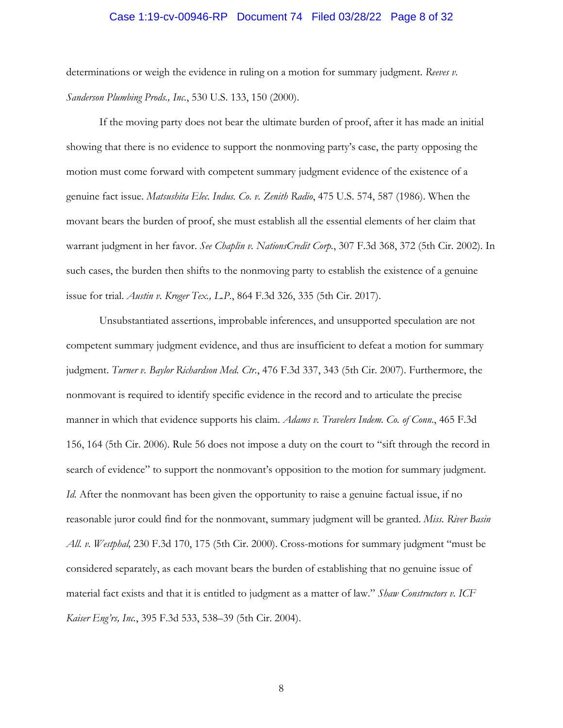determinations or weigh the evidence in ruling on a motion for summary judgment. *Reeves v. Sanderson Plumbing Prods., Inc.*, 530 U.S. 133, 150 (2000).

If the moving party does not bear the ultimate burden of proof, after it has made an initial showing that there is no evidence to support the nonmoving party's case, the party opposing the motion must come forward with competent summary judgment evidence of the existence of a genuine fact issue. *Matsushita Elec. Indus. Co. v. Zenith Radio*, 475 U.S. 574, 587 (1986). When the movant bears the burden of proof, she must establish all the essential elements of her claim that warrant judgment in her favor. *See Chaplin v. NationsCredit Corp.*, 307 F.3d 368, 372 (5th Cir. 2002). In such cases, the burden then shifts to the nonmoving party to establish the existence of a genuine issue for trial. *Austin v. Kroger Tex., L.P.*, 864 F.3d 326, 335 (5th Cir. 2017).

Unsubstantiated assertions, improbable inferences, and unsupported speculation are not competent summary judgment evidence, and thus are insufficient to defeat a motion for summary judgment. *Turner v. Baylor Richardson Med. Ctr.*, 476 F.3d 337, 343 (5th Cir. 2007). Furthermore, the nonmovant is required to identify specific evidence in the record and to articulate the precise manner in which that evidence supports his claim. *Adams v. Travelers Indem. Co. of Conn.*, 465 F.3d 156, 164 (5th Cir. 2006). Rule 56 does not impose a duty on the court to "sift through the record in search of evidence" to support the nonmovant's opposition to the motion for summary judgment. *Id.* After the nonmovant has been given the opportunity to raise a genuine factual issue, if no reasonable juror could find for the nonmovant, summary judgment will be granted. *Miss. River Basin All. v. Westphal,* 230 F.3d 170, 175 (5th Cir. 2000). Cross-motions for summary judgment "must be considered separately, as each movant bears the burden of establishing that no genuine issue of material fact exists and that it is entitled to judgment as a matter of law." *Shaw Constructors v. ICF Kaiser Eng'rs, Inc.*, 395 F.3d 533, 538–39 (5th Cir. 2004).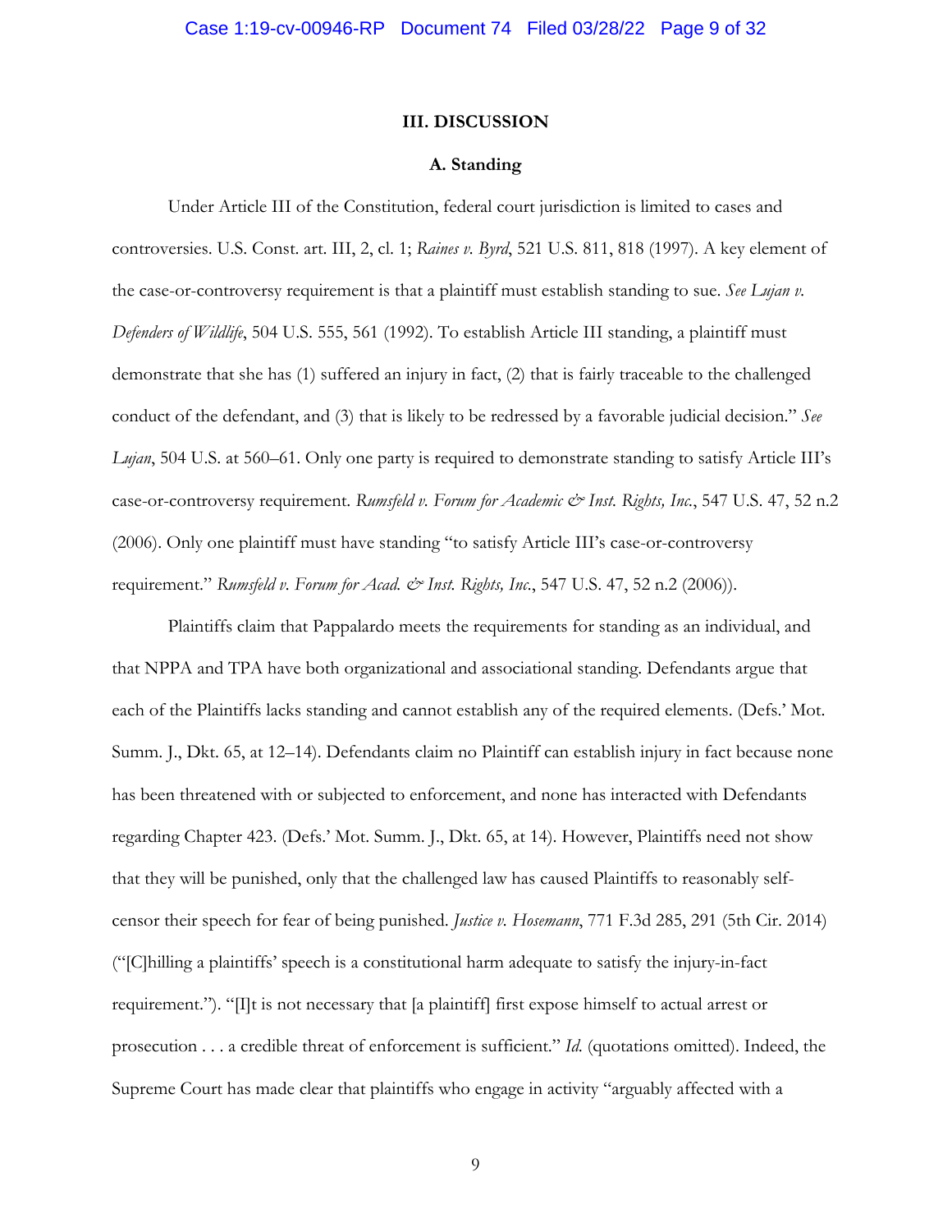## III. DISCUSSION

### A. Standing

Under Article III of the Constitution, federal court jurisdiction is limited to cases and controversies. U.S. Const. art. III, 2, cl. 1; *Raines v. Byrd*, 521 U.S. 811, 818 (1997). A key element of the case-or-controversy requirement is that a plaintiff must establish standing to sue. *See Lujan v. Defenders of Wildlife*, 504 U.S. 555, 561 (1992). To establish Article III standing, a plaintiff must demonstrate that she has (1) suffered an injury in fact, (2) that is fairly traceable to the challenged conduct of the defendant, and (3) that is likely to be redressed by a favorable judicial decision." *See Lujan*, 504 U.S. at 560–61. Only one party is required to demonstrate standing to satisfy Article III's case-or-controversy requirement. *Rumsfeld v. Forum for Academic & Inst. Rights, Inc.*, 547 U.S. 47, 52 n.2 (2006). Only one plaintiff must have standing "to satisfy Article III's case-or-controversy requirement." *Rumsfeld v. Forum for Acad. & Inst. Rights, Inc.*, 547 U.S. 47, 52 n.2 (2006)).

Plaintiffs claim that Pappalardo meets the requirements for standing as an individual, and that NPPA and TPA have both organizational and associational standing. Defendants argue that each of the Plaintiffs lacks standing and cannot establish any of the required elements. (Defs.' Mot. Summ. J., Dkt. 65, at 12–14). Defendants claim no Plaintiff can establish injury in fact because none has been threatened with or subjected to enforcement, and none has interacted with Defendants regarding Chapter 423. (Defs.' Mot. Summ. J., Dkt. 65, at 14). However, Plaintiffs need not show that they will be punished, only that the challenged law has caused Plaintiffs to reasonably self-censor their speech for fear of being punished. *Justice v. Hosemann*, 771 F.3d 285, 291 (5th Cir. 2014) ("[C]hilling a plaintiffs' speech is a constitutional harm adequate to satisfy the injury-in-fact requirement."). "[I]t is not necessary that [a plaintiff] first expose himself to actual arrest or prosecution . . . a credible threat of enforcement is sufficient." *Id.* (quotations omitted). Indeed, the Supreme Court has made clear that plaintiffs who engage in activity "arguably affected with a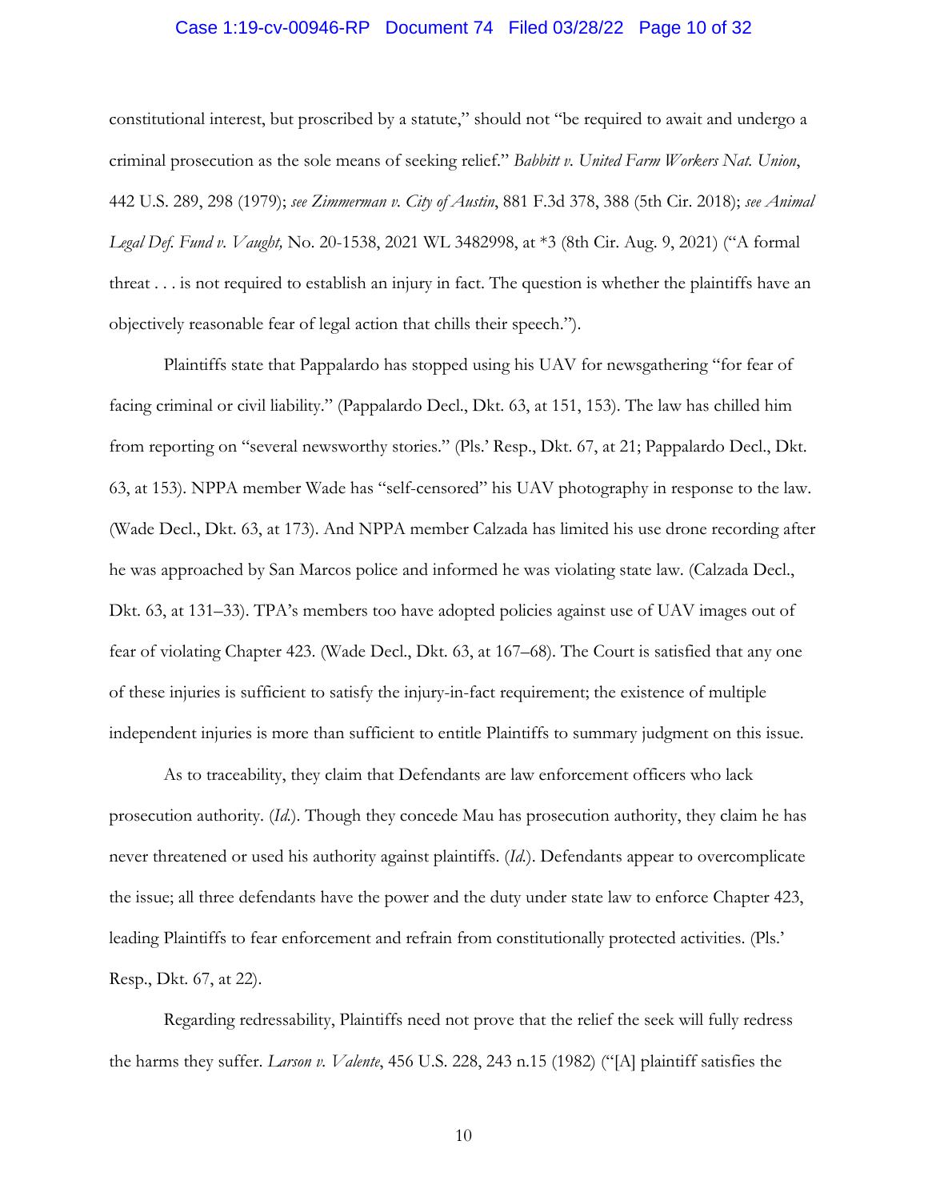constitutional interest, but proscribed by a statute," should not "be required to await and undergo a criminal prosecution as the sole means of seeking relief." *Babbitt v. United Farm Workers Nat. Union*, 442 U.S. 289, 298 (1979); *see Zimmerman v. City of Austin*, 881 F.3d 378, 388 (5th Cir. 2018); *see Animal Legal Def. Fund v. Vaught,* No. 20-1538, 2021 WL 3482998, at *3 (8th Cir. Aug. 9, 2021) ("A formal threat . . . is not required to establish an injury in fact. The question is whether the plaintiffs have an objectively reasonable fear of legal action that chills their speech.").

Plaintiffs state that Pappalardo has stopped using his UAV for newsgathering "for fear of facing criminal or civil liability." (Pappalardo Decl., Dkt. 63, at 151, 153). The law has chilled him from reporting on "several newsworthy stories." (Pls.' Resp., Dkt. 67, at 21; Pappalardo Decl., Dkt. 63, at 153). NPPA member Wade has "self-censored" his UAV photography in response to the law. (Wade Decl., Dkt. 63, at 173). And NPPA member Calzada has limited his use drone recording after he was approached by San Marcos police and informed he was violating state law. (Calzada Decl., Dkt. 63, at 131–33). TPA's members too have adopted policies against use of UAV images out of fear of violating Chapter 423. (Wade Decl., Dkt. 63, at 167–68). The Court is satisfied that any one of these injuries is sufficient to satisfy the injury-in-fact requirement; the existence of multiple independent injuries is more than sufficient to entitle Plaintiffs to summary judgment on this issue.

As to traceability, they claim that Defendants are law enforcement officers who lack prosecution authority. (*Id.*). Though they concede Mau has prosecution authority, they claim he has never threatened or used his authority against plaintiffs. (*Id.*). Defendants appear to overcomplicate the issue; all three defendants have the power and the duty under state law to enforce Chapter 423, leading Plaintiffs to fear enforcement and refrain from constitutionally protected activities. (Pls.' Resp., Dkt. 67, at 22).

Regarding redressability, Plaintiffs need not prove that the relief the seek will fully redress the harms they suffer. *Larson v. Valente*, 456 U.S. 228, 243 n.15 (1982) ("[A] plaintiff satisfies the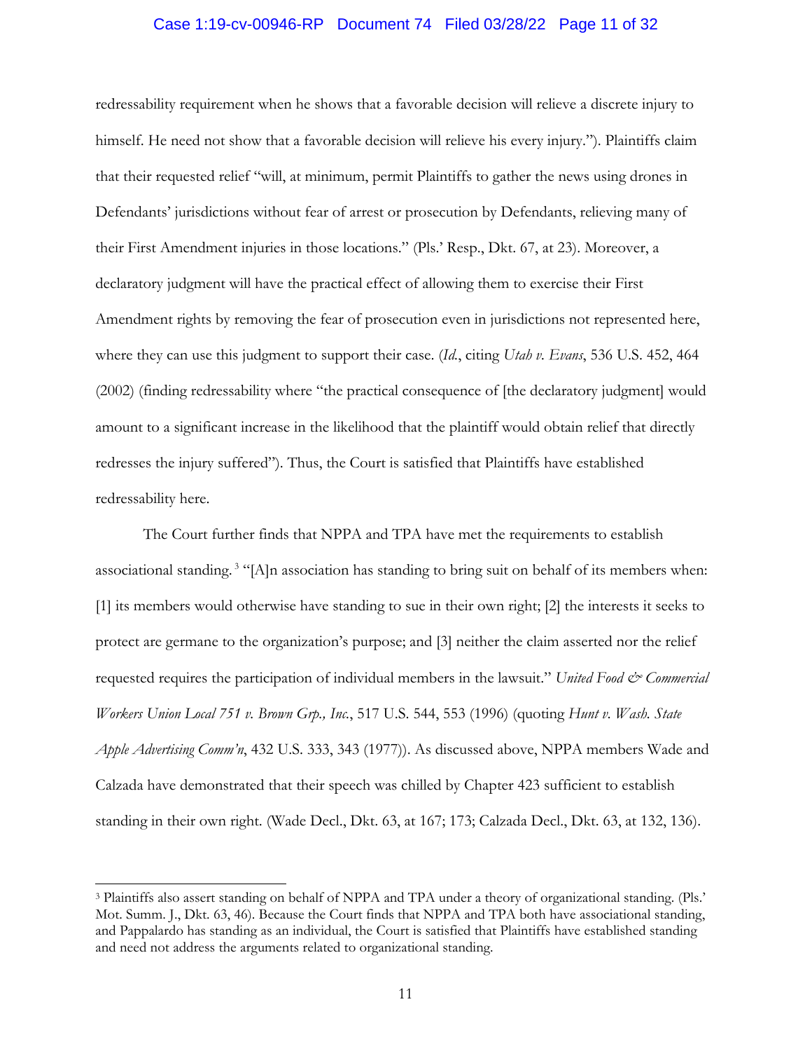redressability requirement when he shows that a favorable decision will relieve a discrete injury to himself. He need not show that a favorable decision will relieve his every injury."). Plaintiffs claim that their requested relief "will, at minimum, permit Plaintiffs to gather the news using drones in Defendants' jurisdictions without fear of arrest or prosecution by Defendants, relieving many of their First Amendment injuries in those locations." (Pls.' Resp., Dkt. 67, at 23). Moreover, a declaratory judgment will have the practical effect of allowing them to exercise their First Amendment rights by removing the fear of prosecution even in jurisdictions not represented here, where they can use this judgment to support their case. (*Id.*, citing *Utah v. Evans*, 536 U.S. 452, 464 (2002) (finding redressability where "the practical consequence of [the declaratory judgment] would amount to a significant increase in the likelihood that the plaintiff would obtain relief that directly redresses the injury suffered"). Thus, the Court is satisfied that Plaintiffs have established redressability here.

The Court further finds that NPPA and TPA have met the requirements to establish associational standing.[3] "[A]n association has standing to bring suit on behalf of its members when: [1] its members would otherwise have standing to sue in their own right; [2] the interests it seeks to protect are germane to the organization's purpose; and [3] neither the claim asserted nor the relief requested requires the participation of individual members in the lawsuit." *United Food & Commercial Workers Union Local 751 v. Brown Grp., Inc.*, 517 U.S. 544, 553 (1996) (quoting *Hunt v. Wash. State Apple Advertising Comm'n*, 432 U.S. 333, 343 (1977)). As discussed above, NPPA members Wade and Calzada have demonstrated that their speech was chilled by Chapter 423 sufficient to establish standing in their own right. (Wade Decl., Dkt. 63, at 167; 173; Calzada Decl., Dkt. 63, at 132, 136).

---

[3] Plaintiffs also assert standing on behalf of NPPA and TPA under a theory of organizational standing. (Pls.' Mot. Summ. J., Dkt. 63, 46). Because the Court finds that NPPA and TPA both have associational standing, and Pappalardo has standing as an individual, the Court is satisfied that Plaintiffs have established standing and need not address the arguments related to organizational standing.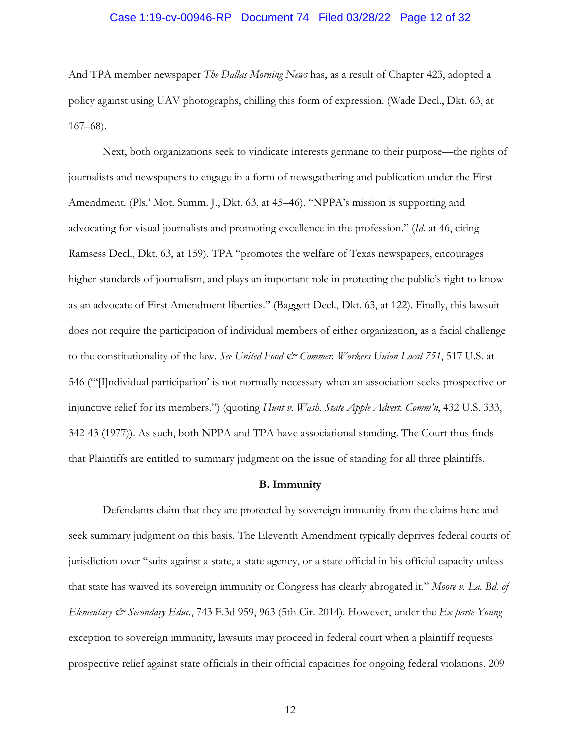And TPA member newspaper *The Dallas Morning News* has, as a result of Chapter 423, adopted a policy against using UAV photographs, chilling this form of expression. (Wade Decl., Dkt. 63, at 167–68).

Next, both organizations seek to vindicate interests germane to their purpose—the rights of journalists and newspapers to engage in a form of newsgathering and publication under the First Amendment. (Pls.' Mot. Summ. J., Dkt. 63, at 45–46). "NPPA's mission is supporting and advocating for visual journalists and promoting excellence in the profession." (*Id.* at 46, citing Ramsess Decl., Dkt. 63, at 159). TPA "promotes the welfare of Texas newspapers, encourages higher standards of journalism, and plays an important role in protecting the public's right to know as an advocate of First Amendment liberties." (Baggett Decl., Dkt. 63, at 122). Finally, this lawsuit does not require the participation of individual members of either organization, as a facial challenge to the constitutionality of the law. *See United Food & Commer. Workers Union Local 751*, 517 U.S. at 546 ("'[I]ndividual participation' is not normally necessary when an association seeks prospective or injunctive relief for its members.") (quoting *Hunt v. Wash. State Apple Advert. Comm'n*, 432 U.S. 333, 342-43 (1977)). As such, both NPPA and TPA have associational standing. The Court thus finds that Plaintiffs are entitled to summary judgment on the issue of standing for all three plaintiffs.

**B. Immunity**

Defendants claim that they are protected by sovereign immunity from the claims here and seek summary judgment on this basis. The Eleventh Amendment typically deprives federal courts of jurisdiction over "suits against a state, a state agency, or a state official in his official capacity unless that state has waived its sovereign immunity or Congress has clearly abrogated it." *Moore v. La. Bd. of Elementary & Secondary Educ.*, 743 F.3d 959, 963 (5th Cir. 2014). However, under the *Ex parte Young* exception to sovereign immunity, lawsuits may proceed in federal court when a plaintiff requests prospective relief against state officials in their official capacities for ongoing federal violations. 209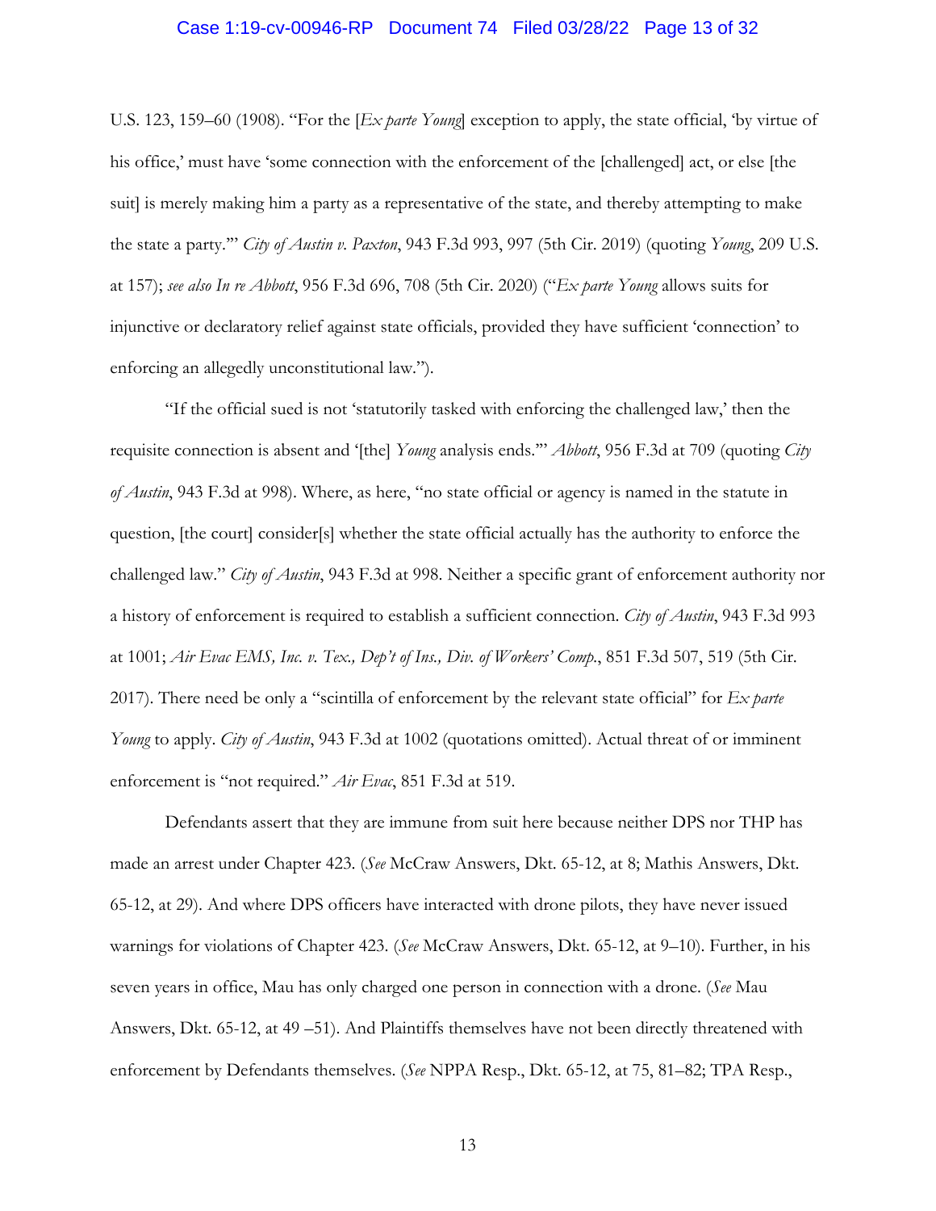U.S. 123, 159–60 (1908). "For the [*Ex parte Young*] exception to apply, the state official, 'by virtue of his office,' must have 'some connection with the enforcement of the [challenged] act, or else [the suit] is merely making him a party as a representative of the state, and thereby attempting to make the state a party.'" *City of Austin v. Paxton*, 943 F.3d 993, 997 (5th Cir. 2019) (quoting *Young*, 209 U.S. at 157); *see also In re Abbott*, 956 F.3d 696, 708 (5th Cir. 2020) ("*Ex parte Young* allows suits for injunctive or declaratory relief against state officials, provided they have sufficient 'connection' to enforcing an allegedly unconstitutional law.").

"If the official sued is not 'statutorily tasked with enforcing the challenged law,' then the requisite connection is absent and '[the] *Young* analysis ends.'" *Abbott*, 956 F.3d at 709 (quoting *City of Austin*, 943 F.3d at 998). Where, as here, "no state official or agency is named in the statute in question, [the court] consider[s] whether the state official actually has the authority to enforce the challenged law." *City of Austin*, 943 F.3d at 998. Neither a specific grant of enforcement authority nor a history of enforcement is required to establish a sufficient connection. *City of Austin*, 943 F.3d 993 at 1001; *Air Evac EMS, Inc. v. Tex., Dep't of Ins., Div. of Workers' Comp.*, 851 F.3d 507, 519 (5th Cir. 2017). There need be only a "scintilla of enforcement by the relevant state official" for *Ex parte Young* to apply. *City of Austin*, 943 F.3d at 1002 (quotations omitted). Actual threat of or imminent enforcement is "not required." *Air Evac*, 851 F.3d at 519.

Defendants assert that they are immune from suit here because neither DPS nor THP has made an arrest under Chapter 423. (*See* McCraw Answers, Dkt. 65-12, at 8; Mathis Answers, Dkt. 65-12, at 29). And where DPS officers have interacted with drone pilots, they have never issued warnings for violations of Chapter 423. (*See* McCraw Answers, Dkt. 65-12, at 9–10). Further, in his seven years in office, Mau has only charged one person in connection with a drone. (*See* Mau Answers, Dkt. 65-12, at 49 –51). And Plaintiffs themselves have not been directly threatened with enforcement by Defendants themselves. (*See* NPPA Resp., Dkt. 65-12, at 75, 81–82; TPA Resp.,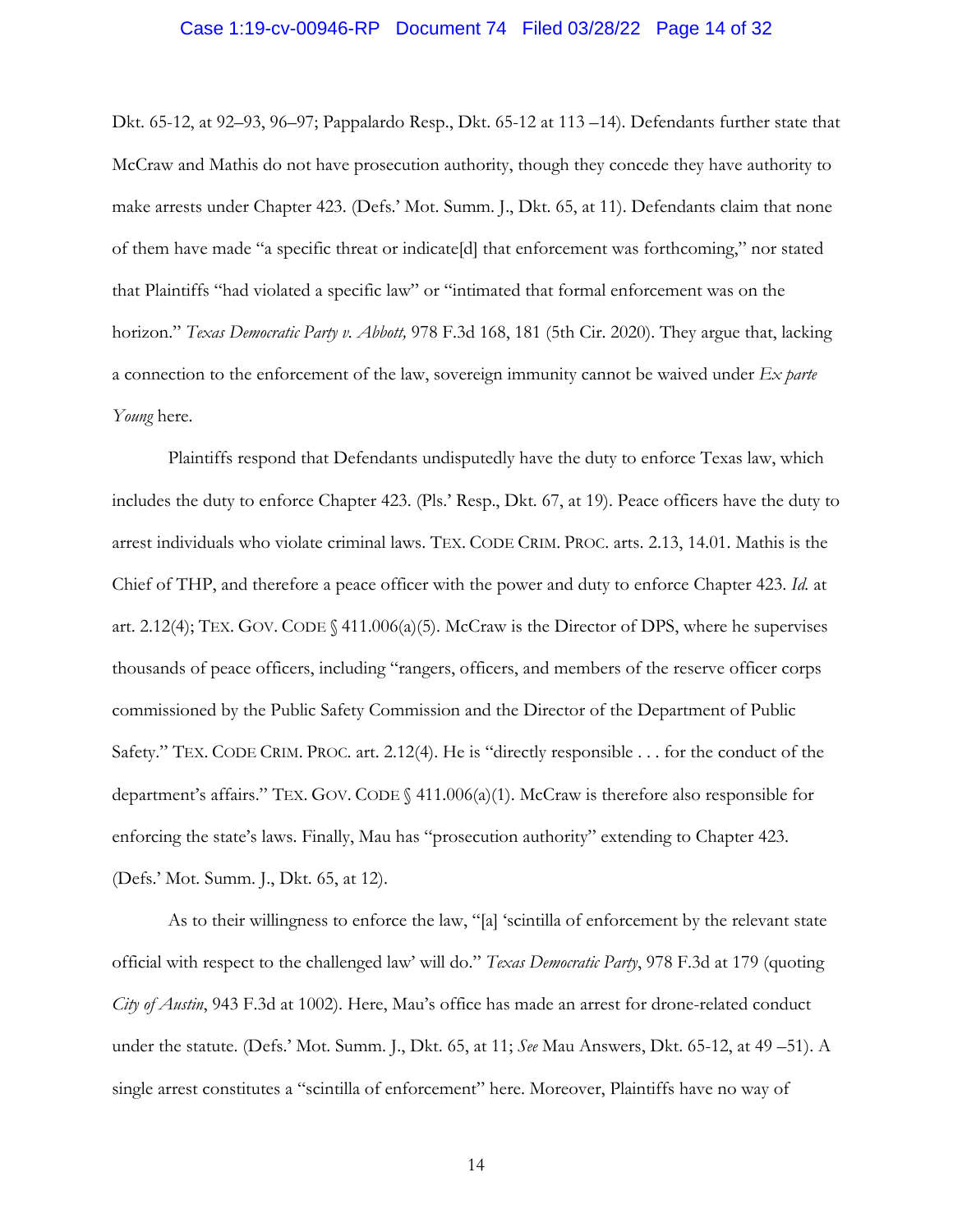Dkt. 65-12, at 92–93, 96–97; Pappalardo Resp., Dkt. 65-12 at 113 –14). Defendants further state that McCraw and Mathis do not have prosecution authority, though they concede they have authority to make arrests under Chapter 423. (Defs.' Mot. Summ. J., Dkt. 65, at 11). Defendants claim that none of them have made "a specific threat or indicate[d] that enforcement was forthcoming," nor stated that Plaintiffs "had violated a specific law" or "intimated that formal enforcement was on the horizon." *Texas Democratic Party v. Abbott,* 978 F.3d 168, 181 (5th Cir. 2020). They argue that, lacking a connection to the enforcement of the law, sovereign immunity cannot be waived under *Ex parte Young* here.

Plaintiffs respond that Defendants undisputedly have the duty to enforce Texas law, which includes the duty to enforce Chapter 423. (Pls.' Resp., Dkt. 67, at 19). Peace officers have the duty to arrest individuals who violate criminal laws. TEX. CODE CRIM. PROC. arts. 2.13, 14.01. Mathis is the Chief of THP, and therefore a peace officer with the power and duty to enforce Chapter 423. *Id.* at art. 2.12(4); TEX. GOV. CODE § 411.006(a)(5). McCraw is the Director of DPS, where he supervises thousands of peace officers, including "rangers, officers, and members of the reserve officer corps commissioned by the Public Safety Commission and the Director of the Department of Public Safety." TEX. CODE CRIM. PROC. art. 2.12(4). He is "directly responsible . . . for the conduct of the department's affairs." TEX. GOV. CODE § 411.006(a)(1). McCraw is therefore also responsible for enforcing the state's laws. Finally, Mau has "prosecution authority" extending to Chapter 423. (Defs.' Mot. Summ. J., Dkt. 65, at 12).

As to their willingness to enforce the law, "[a] 'scintilla of enforcement by the relevant state official with respect to the challenged law' will do." *Texas Democratic Party*, 978 F.3d at 179 (quoting *City of Austin*, 943 F.3d at 1002). Here, Mau's office has made an arrest for drone-related conduct under the statute. (Defs.' Mot. Summ. J., Dkt. 65, at 11; *See* Mau Answers, Dkt. 65-12, at 49 –51). A single arrest constitutes a "scintilla of enforcement" here. Moreover, Plaintiffs have no way of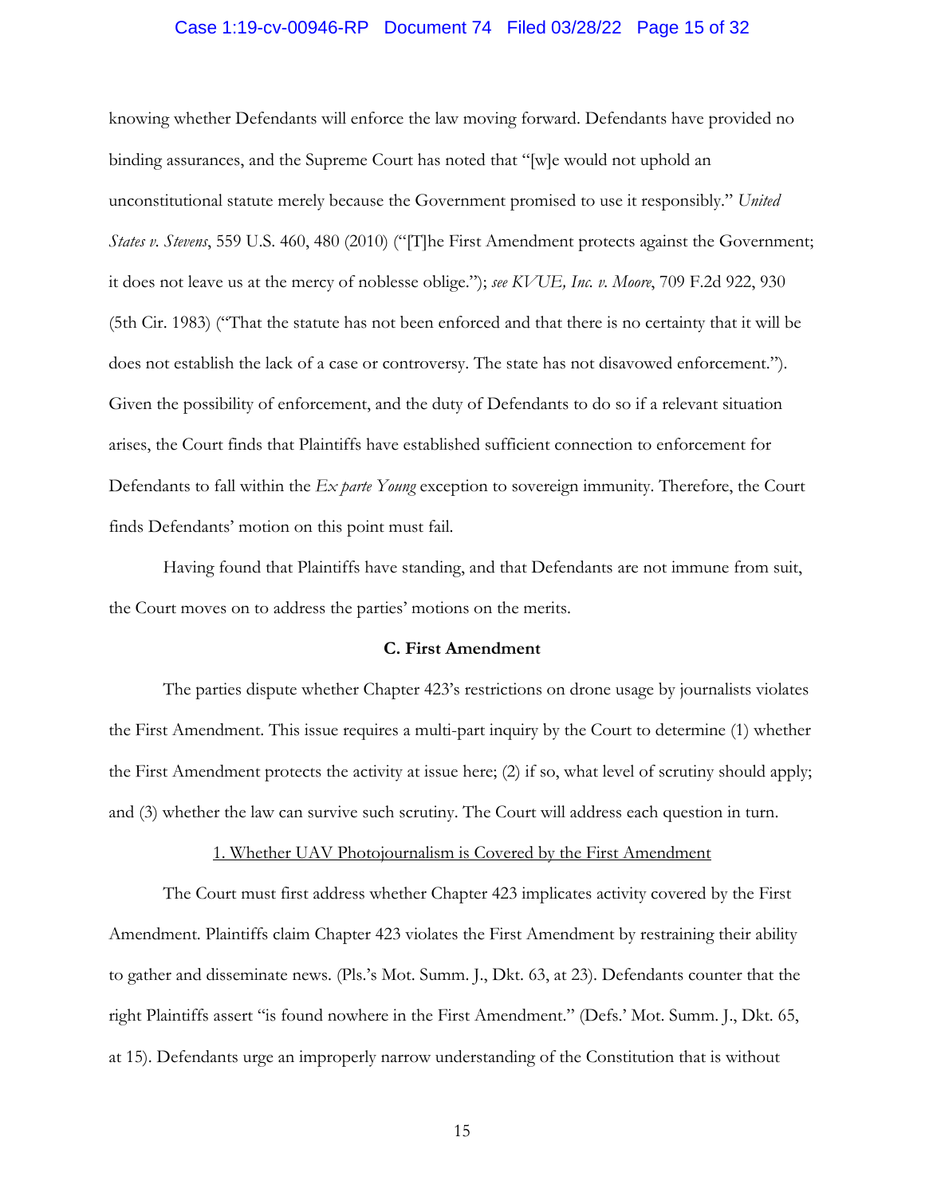knowing whether Defendants will enforce the law moving forward. Defendants have provided no binding assurances, and the Supreme Court has noted that "[w]e would not uphold an unconstitutional statute merely because the Government promised to use it responsibly." *United States v. Stevens*, 559 U.S. 460, 480 (2010) ("[T]he First Amendment protects against the Government; it does not leave us at the mercy of noblesse oblige."); *see KVUE, Inc. v. Moore*, 709 F.2d 922, 930 (5th Cir. 1983) ("That the statute has not been enforced and that there is no certainty that it will be does not establish the lack of a case or controversy. The state has not disavowed enforcement."). Given the possibility of enforcement, and the duty of Defendants to do so if a relevant situation arises, the Court finds that Plaintiffs have established sufficient connection to enforcement for Defendants to fall within the *Ex parte Young* exception to sovereign immunity. Therefore, the Court finds Defendants' motion on this point must fail.

Having found that Plaintiffs have standing, and that Defendants are not immune from suit, the Court moves on to address the parties' motions on the merits.

**C. First Amendment**

The parties dispute whether Chapter 423's restrictions on drone usage by journalists violates the First Amendment. This issue requires a multi-part inquiry by the Court to determine (1) whether the First Amendment protects the activity at issue here; (2) if so, what level of scrutiny should apply; and (3) whether the law can survive such scrutiny. The Court will address each question in turn.

1. Whether UAV Photojournalism is Covered by the First Amendment

The Court must first address whether Chapter 423 implicates activity covered by the First Amendment. Plaintiffs claim Chapter 423 violates the First Amendment by restraining their ability to gather and disseminate news. (Pls.'s Mot. Summ. J., Dkt. 63, at 23). Defendants counter that the right Plaintiffs assert "is found nowhere in the First Amendment." (Defs.' Mot. Summ. J., Dkt. 65, at 15). Defendants urge an improperly narrow understanding of the Constitution that is without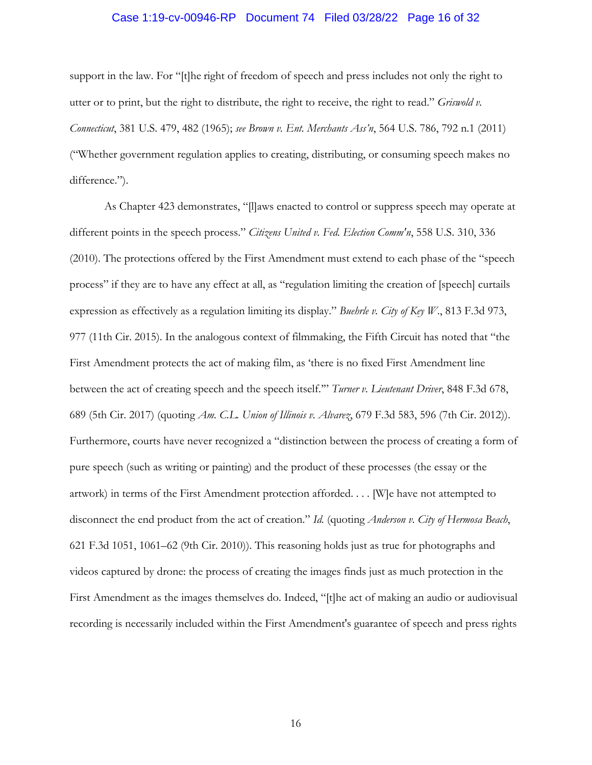support in the law. For "[t]he right of freedom of speech and press includes not only the right to utter or to print, but the right to distribute, the right to receive, the right to read." *Griswold v. Connecticut*, 381 U.S. 479, 482 (1965); *see Brown v. Ent. Merchants Ass'n*, 564 U.S. 786, 792 n.1 (2011) ("Whether government regulation applies to creating, distributing, or consuming speech makes no difference.").

As Chapter 423 demonstrates, "[l]aws enacted to control or suppress speech may operate at different points in the speech process." *Citizens United v. Fed. Election Comm'n*, 558 U.S. 310, 336 (2010). The protections offered by the First Amendment must extend to each phase of the "speech process" if they are to have any effect at all, as "regulation limiting the creation of [speech] curtails expression as effectively as a regulation limiting its display." *Buehrle v. City of Key W.*, 813 F.3d 973, 977 (11th Cir. 2015). In the analogous context of filmmaking, the Fifth Circuit has noted that "the First Amendment protects the act of making film, as 'there is no fixed First Amendment line between the act of creating speech and the speech itself.'" *Turner v. Lieutenant Driver*, 848 F.3d 678, 689 (5th Cir. 2017) (quoting *Am. C.L. Union of Illinois v. Alvarez*, 679 F.3d 583, 596 (7th Cir. 2012)). Furthermore, courts have never recognized a "distinction between the process of creating a form of pure speech (such as writing or painting) and the product of these processes (the essay or the artwork) in terms of the First Amendment protection afforded. . . . [W]e have not attempted to disconnect the end product from the act of creation." *Id.* (quoting *Anderson v. City of Hermosa Beach*, 621 F.3d 1051, 1061–62 (9th Cir. 2010)). This reasoning holds just as true for photographs and videos captured by drone: the process of creating the images finds just as much protection in the First Amendment as the images themselves do. Indeed, "[t]he act of making an audio or audiovisual recording is necessarily included within the First Amendment's guarantee of speech and press rights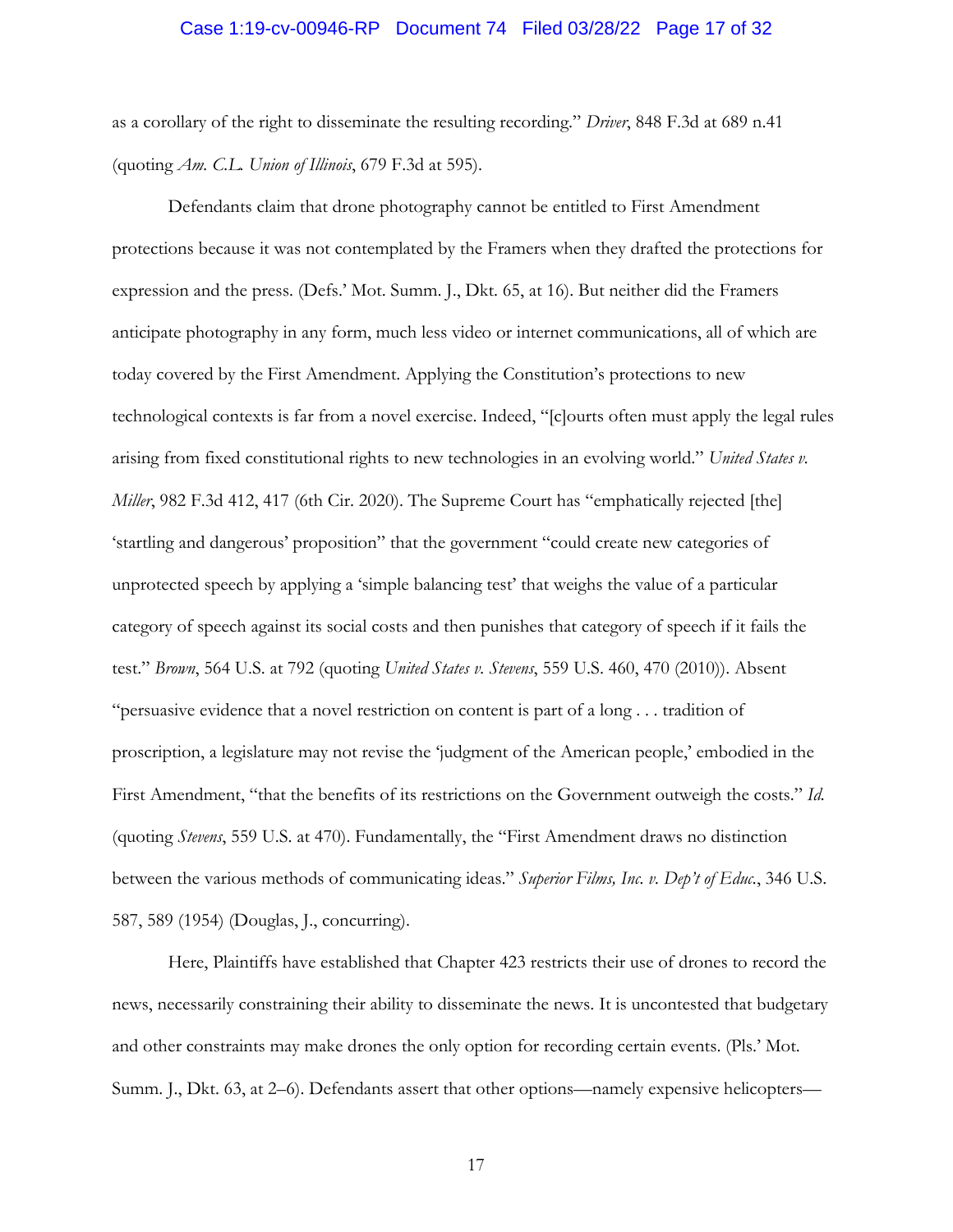as a corollary of the right to disseminate the resulting recording." *Driver*, 848 F.3d at 689 n.41 (quoting *Am. C.L. Union of Illinois*, 679 F.3d at 595).

Defendants claim that drone photography cannot be entitled to First Amendment protections because it was not contemplated by the Framers when they drafted the protections for expression and the press. (Defs.' Mot. Summ. J., Dkt. 65, at 16). But neither did the Framers anticipate photography in any form, much less video or internet communications, all of which are today covered by the First Amendment. Applying the Constitution's protections to new technological contexts is far from a novel exercise. Indeed, "[c]ourts often must apply the legal rules arising from fixed constitutional rights to new technologies in an evolving world." *United States v. Miller*, 982 F.3d 412, 417 (6th Cir. 2020). The Supreme Court has "emphatically rejected [the] 'startling and dangerous' proposition" that the government "could create new categories of unprotected speech by applying a 'simple balancing test' that weighs the value of a particular category of speech against its social costs and then punishes that category of speech if it fails the test." *Brown*, 564 U.S. at 792 (quoting *United States v. Stevens*, 559 U.S. 460, 470 (2010)). Absent "persuasive evidence that a novel restriction on content is part of a long . . . tradition of proscription, a legislature may not revise the 'judgment of the American people,' embodied in the First Amendment, "that the benefits of its restrictions on the Government outweigh the costs." *Id.* (quoting *Stevens*, 559 U.S. at 470). Fundamentally, the "First Amendment draws no distinction between the various methods of communicating ideas." *Superior Films, Inc. v. Dep't of Educ.*, 346 U.S. 587, 589 (1954) (Douglas, J., concurring).

Here, Plaintiffs have established that Chapter 423 restricts their use of drones to record the news, necessarily constraining their ability to disseminate the news. It is uncontested that budgetary and other constraints may make drones the only option for recording certain events. (Pls.' Mot. Summ. J., Dkt. 63, at 2–6). Defendants assert that other options—namely expensive helicopters—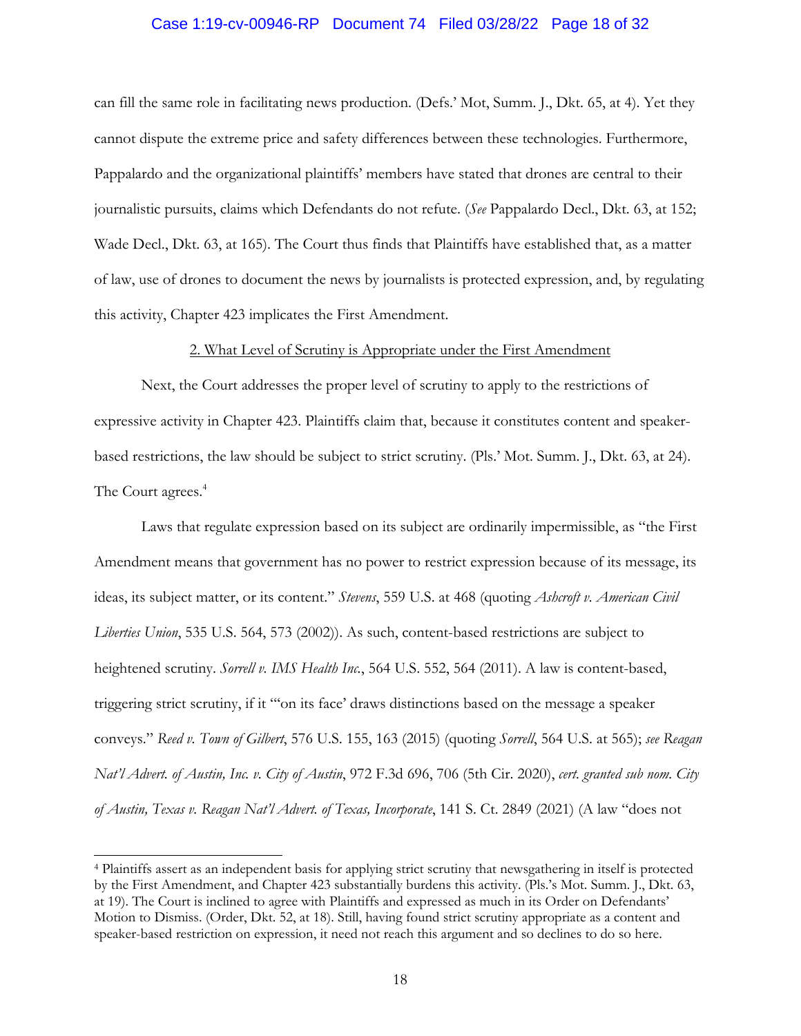can fill the same role in facilitating news production. (Defs.' Mot, Summ. J., Dkt. 65, at 4). Yet they cannot dispute the extreme price and safety differences between these technologies. Furthermore, Pappalardo and the organizational plaintiffs' members have stated that drones are central to their journalistic pursuits, claims which Defendants do not refute. (*See* Pappalardo Decl., Dkt. 63, at 152; Wade Decl., Dkt. 63, at 165). The Court thus finds that Plaintiffs have established that, as a matter of law, use of drones to document the news by journalists is protected expression, and, by regulating this activity, Chapter 423 implicates the First Amendment.

<u>2. What Level of Scrutiny is Appropriate under the First Amendment</u>

Next, the Court addresses the proper level of scrutiny to apply to the restrictions of expressive activity in Chapter 423. Plaintiffs claim that, because it constitutes content and speaker-based restrictions, the law should be subject to strict scrutiny. (Pls.' Mot. Summ. J., Dkt. 63, at 24). The Court agrees.[4]

Laws that regulate expression based on its subject are ordinarily impermissible, as "the First Amendment means that government has no power to restrict expression because of its message, its ideas, its subject matter, or its content." *Stevens*, 559 U.S. at 468 (quoting *Ashcroft v. American Civil Liberties Union*, 535 U.S. 564, 573 (2002)). As such, content-based restrictions are subject to heightened scrutiny. *Sorrell v. IMS Health Inc.*, 564 U.S. 552, 564 (2011). A law is content-based, triggering strict scrutiny, if it "'on its face' draws distinctions based on the message a speaker conveys." *Reed v. Town of Gilbert*, 576 U.S. 155, 163 (2015) (quoting *Sorrell*, 564 U.S. at 565); *see Reagan Nat'l Advert. of Austin, Inc. v. City of Austin*, 972 F.3d 696, 706 (5th Cir. 2020), *cert. granted sub nom. City of Austin, Texas v. Reagan Nat'l Advert. of Texas, Incorporate*, 141 S. Ct. 2849 (2021) (A law "does not

[4] Plaintiffs assert as an independent basis for applying strict scrutiny that newsgathering in itself is protected by the First Amendment, and Chapter 423 substantially burdens this activity. (Pls.'s Mot. Summ. J., Dkt. 63, at 19). The Court is inclined to agree with Plaintiffs and expressed as much in its Order on Defendants' Motion to Dismiss. (Order, Dkt. 52, at 18). Still, having found strict scrutiny appropriate as a content and speaker-based restriction on expression, it need not reach this argument and so declines to do so here.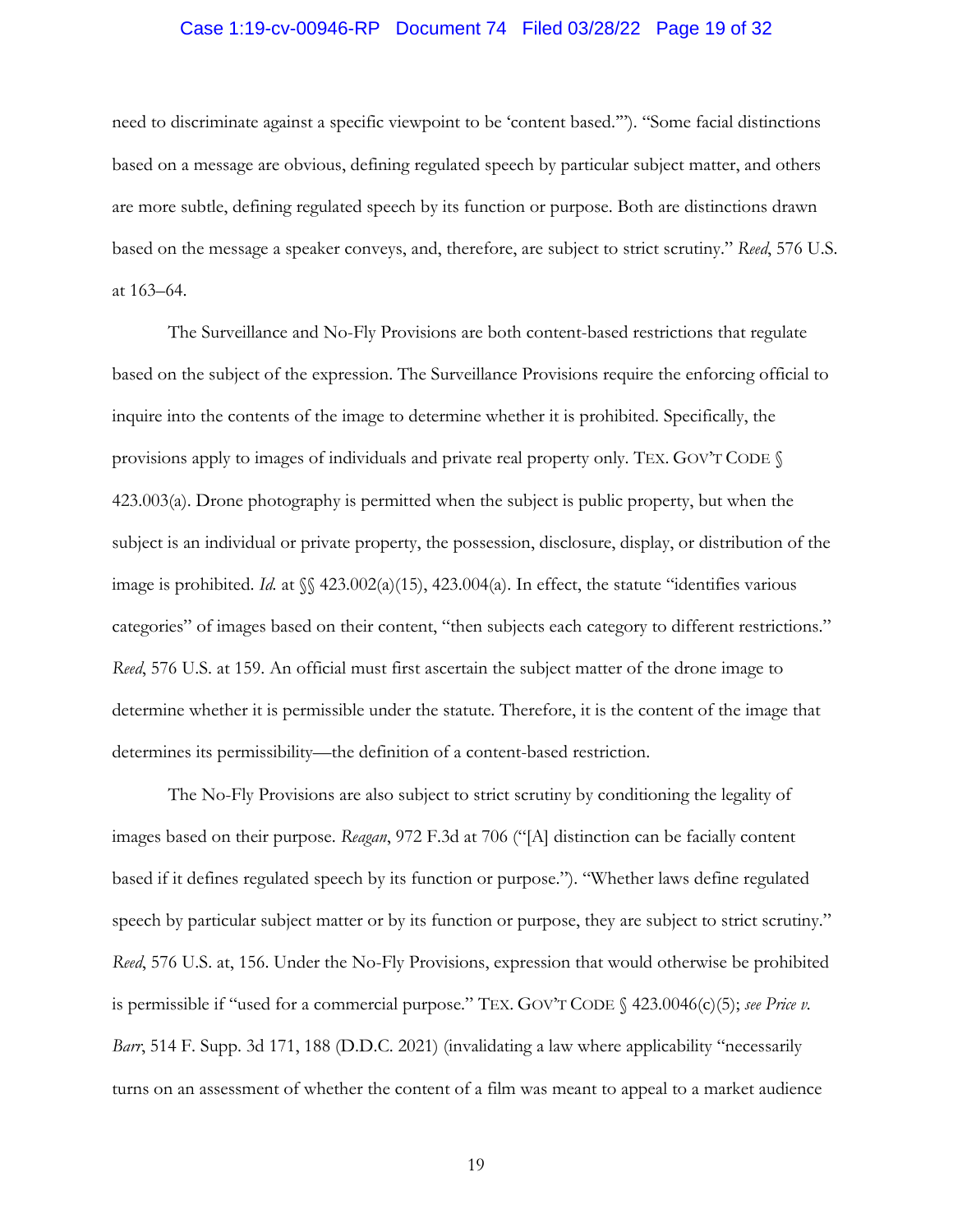need to discriminate against a specific viewpoint to be 'content based.'"). "Some facial distinctions based on a message are obvious, defining regulated speech by particular subject matter, and others are more subtle, defining regulated speech by its function or purpose. Both are distinctions drawn based on the message a speaker conveys, and, therefore, are subject to strict scrutiny." *Reed*, 576 U.S. at 163–64.

The Surveillance and No-Fly Provisions are both content-based restrictions that regulate based on the subject of the expression. The Surveillance Provisions require the enforcing official to inquire into the contents of the image to determine whether it is prohibited. Specifically, the provisions apply to images of individuals and private real property only. TEX. GOV'T CODE § 423.003(a). Drone photography is permitted when the subject is public property, but when the subject is an individual or private property, the possession, disclosure, display, or distribution of the image is prohibited. *Id.* at §§ 423.002(a)(15), 423.004(a). In effect, the statute "identifies various categories" of images based on their content, "then subjects each category to different restrictions." *Reed*, 576 U.S. at 159. An official must first ascertain the subject matter of the drone image to determine whether it is permissible under the statute. Therefore, it is the content of the image that determines its permissibility—the definition of a content-based restriction.

The No-Fly Provisions are also subject to strict scrutiny by conditioning the legality of images based on their purpose. *Reagan*, 972 F.3d at 706 ("[A] distinction can be facially content based if it defines regulated speech by its function or purpose."). "Whether laws define regulated speech by particular subject matter or by its function or purpose, they are subject to strict scrutiny." *Reed*, 576 U.S. at, 156. Under the No-Fly Provisions, expression that would otherwise be prohibited is permissible if "used for a commercial purpose." TEX. GOV'T CODE § 423.0046(c)(5); *see Price v. Barr*, 514 F. Supp. 3d 171, 188 (D.D.C. 2021) (invalidating a law where applicability "necessarily turns on an assessment of whether the content of a film was meant to appeal to a market audience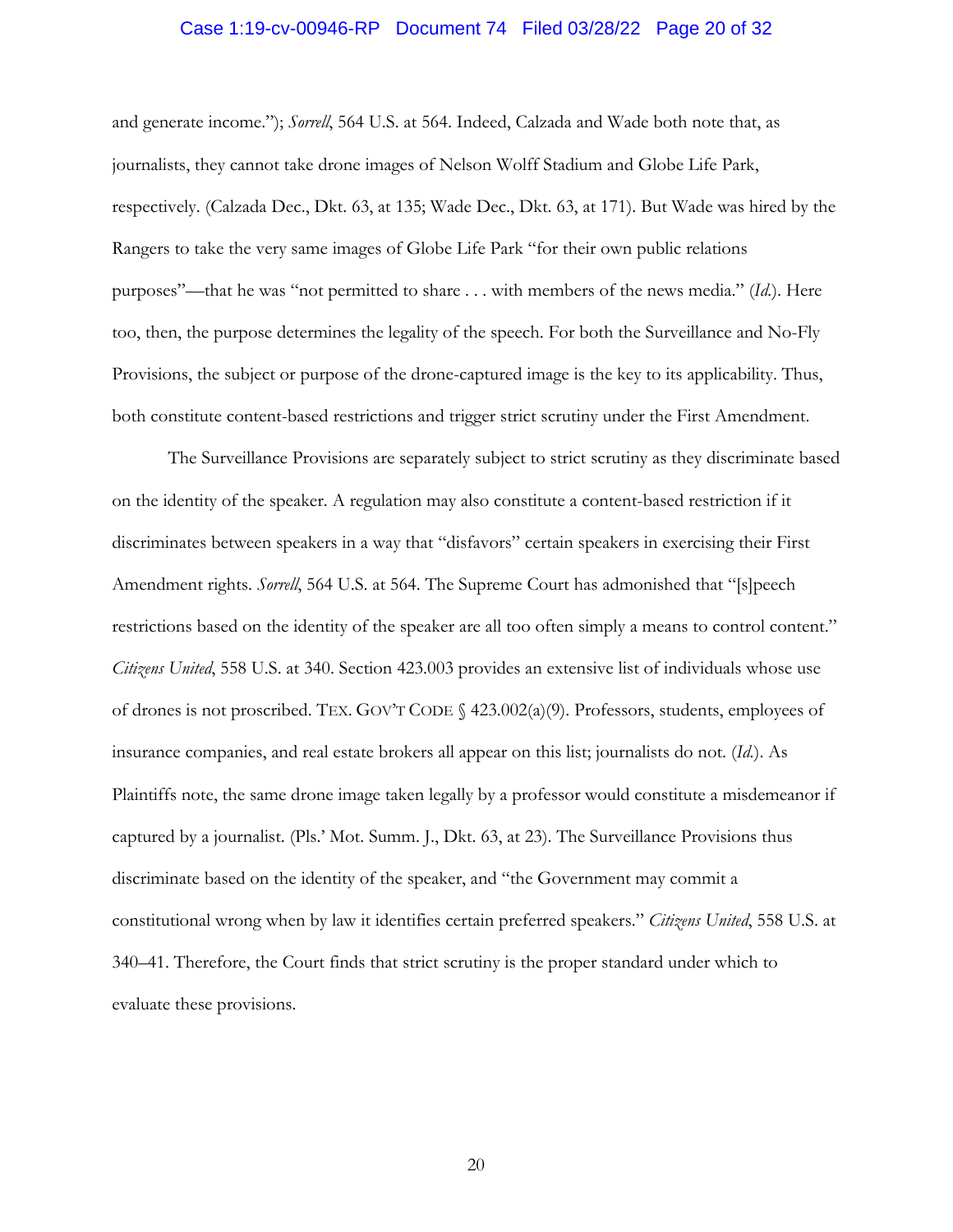and generate income."); *Sorrell*, 564 U.S. at 564. Indeed, Calzada and Wade both note that, as journalists, they cannot take drone images of Nelson Wolff Stadium and Globe Life Park, respectively. (Calzada Dec., Dkt. 63, at 135; Wade Dec., Dkt. 63, at 171). But Wade was hired by the Rangers to take the very same images of Globe Life Park "for their own public relations purposes"—that he was "not permitted to share . . . with members of the news media." (*Id.*). Here too, then, the purpose determines the legality of the speech. For both the Surveillance and No-Fly Provisions, the subject or purpose of the drone-captured image is the key to its applicability. Thus, both constitute content-based restrictions and trigger strict scrutiny under the First Amendment.

The Surveillance Provisions are separately subject to strict scrutiny as they discriminate based on the identity of the speaker. A regulation may also constitute a content-based restriction if it discriminates between speakers in a way that "disfavors" certain speakers in exercising their First Amendment rights. *Sorrell*, 564 U.S. at 564. The Supreme Court has admonished that "[s]peech restrictions based on the identity of the speaker are all too often simply a means to control content." *Citizens United*, 558 U.S. at 340. Section 423.003 provides an extensive list of individuals whose use of drones is not proscribed. TEX. GOV'T CODE § 423.002(a)(9). Professors, students, employees of insurance companies, and real estate brokers all appear on this list; journalists do not. (*Id.*). As Plaintiffs note, the same drone image taken legally by a professor would constitute a misdemeanor if captured by a journalist. (Pls.' Mot. Summ. J., Dkt. 63, at 23). The Surveillance Provisions thus discriminate based on the identity of the speaker, and "the Government may commit a constitutional wrong when by law it identifies certain preferred speakers." *Citizens United*, 558 U.S. at 340–41. Therefore, the Court finds that strict scrutiny is the proper standard under which to evaluate these provisions.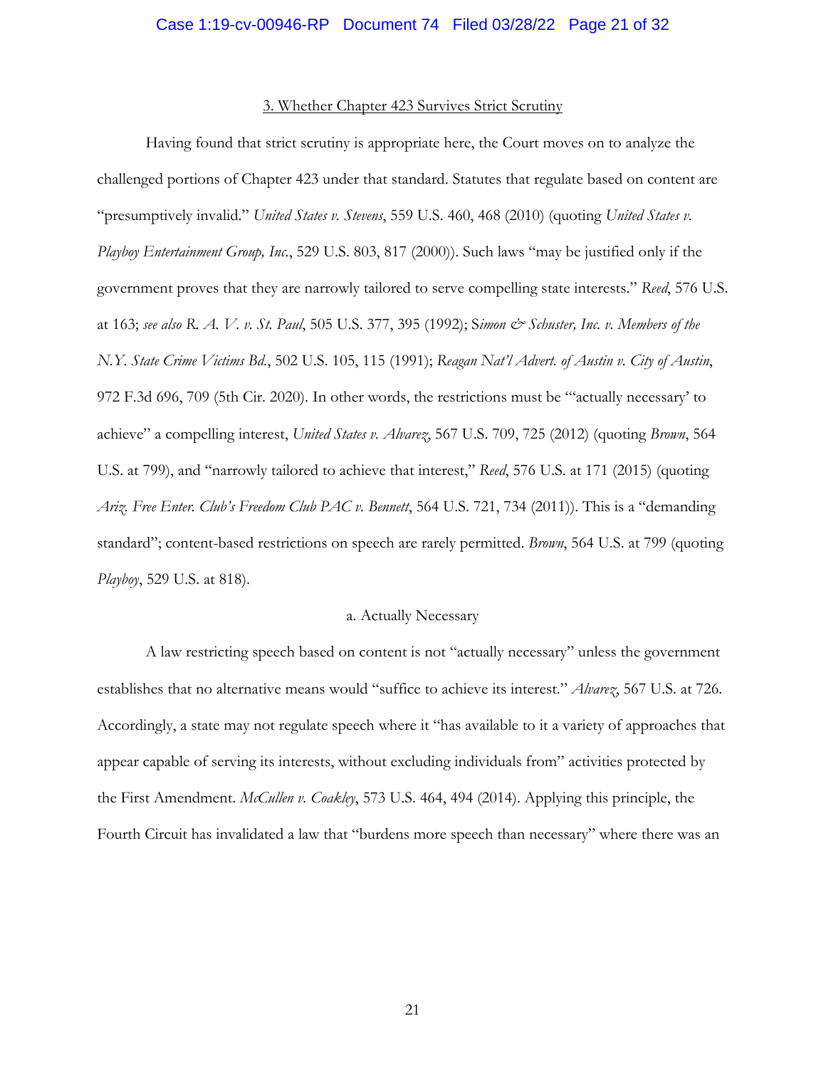### 3. Whether Chapter 423 Survives Strict Scrutiny

Having found that strict scrutiny is appropriate here, the Court moves on to analyze the challenged portions of Chapter 423 under that standard. Statutes that regulate based on content are "presumptively invalid." *United States v. Stevens*, 559 U.S. 460, 468 (2010) (quoting *United States v. Playboy Entertainment Group, Inc.*, 529 U.S. 803, 817 (2000)). Such laws "may be justified only if the government proves that they are narrowly tailored to serve compelling state interests." *Reed*, 576 U.S. at 163; *see also R. A. V. v. St. Paul*, 505 U.S. 377, 395 (1992); S*imon & Schuster, Inc. v. Members of the N.Y. State Crime Victims Bd.*, 502 U.S. 105, 115 (1991); *Reagan Nat'l Advert. of Austin v. City of Austin*, 972 F.3d 696, 709 (5th Cir. 2020). In other words, the restrictions must be "'actually necessary' to achieve" a compelling interest, *United States v. Alvarez*, 567 U.S. 709, 725 (2012) (quoting *Brown*, 564 U.S. at 799), and "narrowly tailored to achieve that interest," *Reed*, 576 U.S. at 171 (2015) (quoting *Ariz. Free Enter. Club's Freedom Club PAC v. Bennett*, 564 U.S. 721, 734 (2011)). This is a "demanding standard"; content-based restrictions on speech are rarely permitted. *Brown*, 564 U.S. at 799 (quoting *Playboy*, 529 U.S. at 818).

#### a. Actually Necessary

A law restricting speech based on content is not "actually necessary" unless the government establishes that no alternative means would "suffice to achieve its interest." *Alvarez*, 567 U.S. at 726. Accordingly, a state may not regulate speech where it "has available to it a variety of approaches that appear capable of serving its interests, without excluding individuals from" activities protected by the First Amendment. *McCullen v. Coakley*, 573 U.S. 464, 494 (2014). Applying this principle, the Fourth Circuit has invalidated a law that "burdens more speech than necessary" where there was an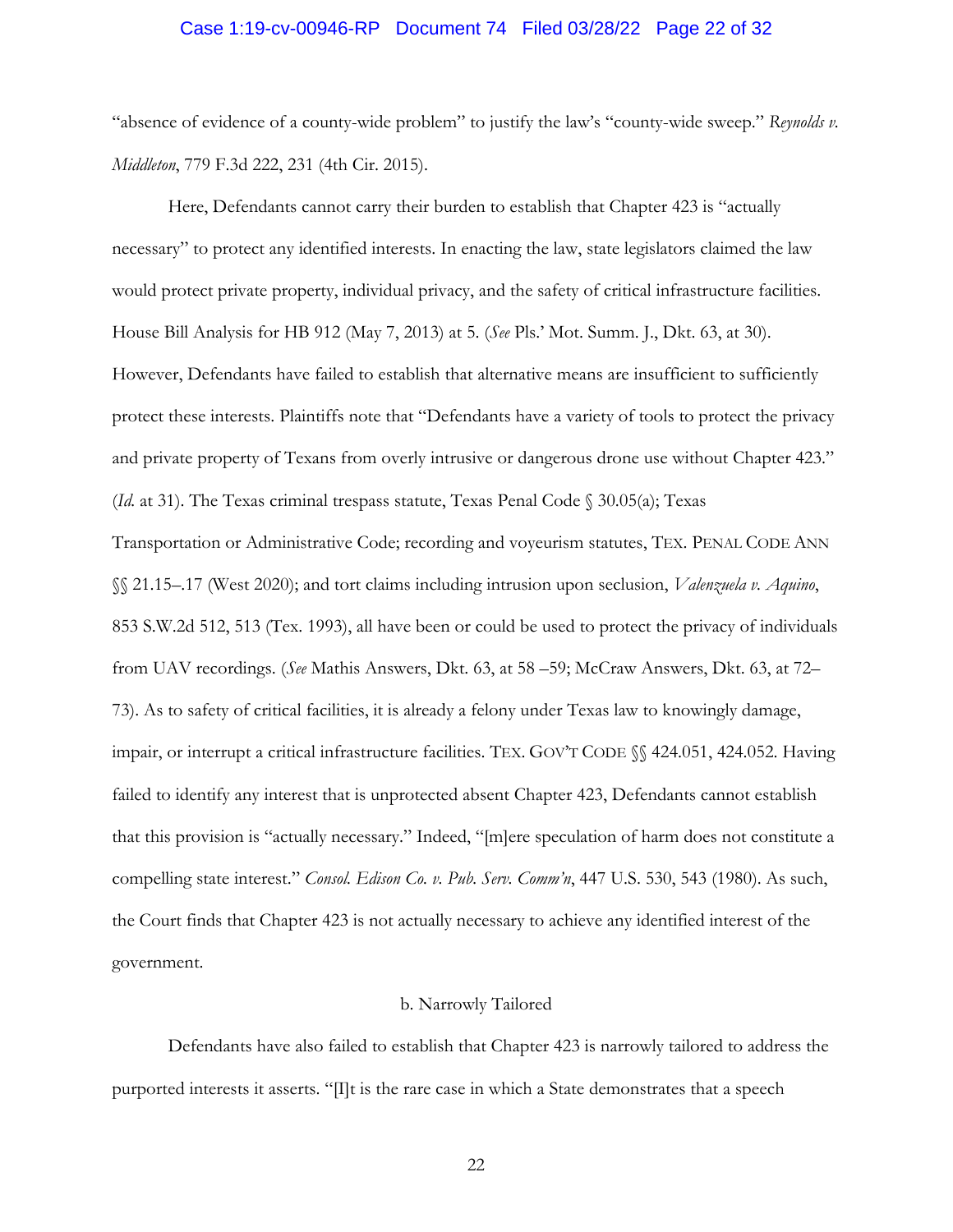"absence of evidence of a county-wide problem" to justify the law's "county-wide sweep." *Reynolds v. Middleton*, 779 F.3d 222, 231 (4th Cir. 2015).

Here, Defendants cannot carry their burden to establish that Chapter 423 is "actually necessary" to protect any identified interests. In enacting the law, state legislators claimed the law would protect private property, individual privacy, and the safety of critical infrastructure facilities. House Bill Analysis for HB 912 (May 7, 2013) at 5. (*See* Pls.' Mot. Summ. J., Dkt. 63, at 30). However, Defendants have failed to establish that alternative means are insufficient to sufficiently protect these interests. Plaintiffs note that "Defendants have a variety of tools to protect the privacy and private property of Texans from overly intrusive or dangerous drone use without Chapter 423." (*Id.* at 31). The Texas criminal trespass statute, Texas Penal Code § 30.05(a); Texas Transportation or Administrative Code; recording and voyeurism statutes, TEX. PENAL CODE ANN §§ 21.15–.17 (West 2020); and tort claims including intrusion upon seclusion, *Valenzuela v. Aquino*, 853 S.W.2d 512, 513 (Tex. 1993), all have been or could be used to protect the privacy of individuals from UAV recordings. (*See* Mathis Answers, Dkt. 63, at 58 –59; McCraw Answers, Dkt. 63, at 72–73). As to safety of critical facilities, it is already a felony under Texas law to knowingly damage, impair, or interrupt a critical infrastructure facilities. TEX. GOV'T CODE §§ 424.051, 424.052. Having failed to identify any interest that is unprotected absent Chapter 423, Defendants cannot establish that this provision is "actually necessary." Indeed, "[m]ere speculation of harm does not constitute a compelling state interest." *Consol. Edison Co. v. Pub. Serv. Comm'n*, 447 U.S. 530, 543 (1980). As such, the Court finds that Chapter 423 is not actually necessary to achieve any identified interest of the government.

b. Narrowly Tailored

Defendants have also failed to establish that Chapter 423 is narrowly tailored to address the purported interests it asserts. "[I]t is the rare case in which a State demonstrates that a speech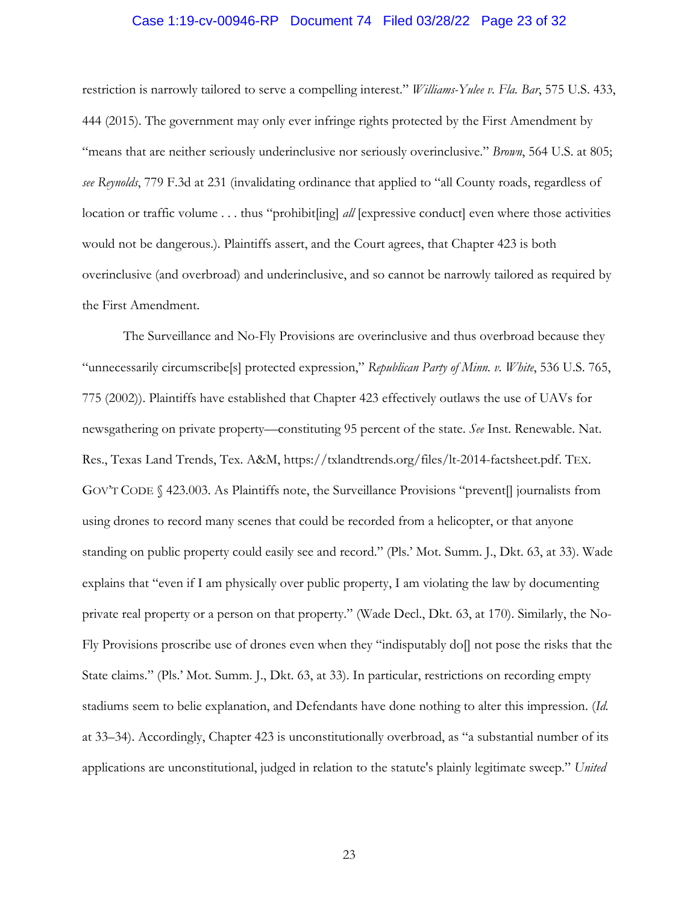restriction is narrowly tailored to serve a compelling interest." *Williams-Yulee v. Fla. Bar*, 575 U.S. 433, 444 (2015). The government may only ever infringe rights protected by the First Amendment by "means that are neither seriously underinclusive nor seriously overinclusive." *Brown*, 564 U.S. at 805; *see Reynolds*, 779 F.3d at 231 (invalidating ordinance that applied to "all County roads, regardless of location or traffic volume . . . thus "prohibit[ing] *all* [expressive conduct] even where those activities would not be dangerous.). Plaintiffs assert, and the Court agrees, that Chapter 423 is both overinclusive (and overbroad) and underinclusive, and so cannot be narrowly tailored as required by the First Amendment.

The Surveillance and No-Fly Provisions are overinclusive and thus overbroad because they "unnecessarily circumscribe[s] protected expression," *Republican Party of Minn. v. White*, 536 U.S. 765, 775 (2002)). Plaintiffs have established that Chapter 423 effectively outlaws the use of UAVs for newsgathering on private property—constituting 95 percent of the state. *See* Inst. Renewable. Nat. Res., Texas Land Trends, Tex. A&M, https://txlandtrends.org/files/lt-2014-factsheet.pdf. TEX. GOV'T CODE § 423.003. As Plaintiffs note, the Surveillance Provisions "prevent[] journalists from using drones to record many scenes that could be recorded from a helicopter, or that anyone standing on public property could easily see and record." (Pls.' Mot. Summ. J., Dkt. 63, at 33). Wade explains that "even if I am physically over public property, I am violating the law by documenting private real property or a person on that property." (Wade Decl., Dkt. 63, at 170). Similarly, the No-Fly Provisions proscribe use of drones even when they "indisputably do[] not pose the risks that the State claims." (Pls.' Mot. Summ. J., Dkt. 63, at 33). In particular, restrictions on recording empty stadiums seem to belie explanation, and Defendants have done nothing to alter this impression. (*Id.* at 33–34). Accordingly, Chapter 423 is unconstitutionally overbroad, as "a substantial number of its applications are unconstitutional, judged in relation to the statute's plainly legitimate sweep." *United*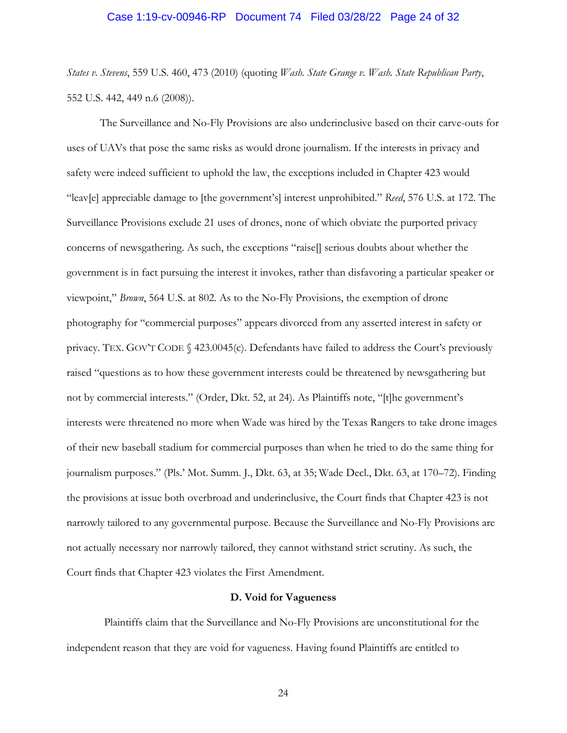*States v. Stevens*, 559 U.S. 460, 473 (2010) (quoting *Wash. State Grange v. Wash. State Republican Party*, 552 U.S. 442, 449 n.6 (2008)).

The Surveillance and No-Fly Provisions are also underinclusive based on their carve-outs for uses of UAVs that pose the same risks as would drone journalism. If the interests in privacy and safety were indeed sufficient to uphold the law, the exceptions included in Chapter 423 would "leav[e] appreciable damage to [the government's] interest unprohibited." *Reed*, 576 U.S. at 172. The Surveillance Provisions exclude 21 uses of drones, none of which obviate the purported privacy concerns of newsgathering. As such, the exceptions "raise[] serious doubts about whether the government is in fact pursuing the interest it invokes, rather than disfavoring a particular speaker or viewpoint," *Brown*, 564 U.S. at 802. As to the No-Fly Provisions, the exemption of drone photography for "commercial purposes" appears divorced from any asserted interest in safety or privacy. TEX. GOV'T CODE § 423.0045(c). Defendants have failed to address the Court's previously raised "questions as to how these government interests could be threatened by newsgathering but not by commercial interests." (Order, Dkt. 52, at 24). As Plaintiffs note, "[t]he government's interests were threatened no more when Wade was hired by the Texas Rangers to take drone images of their new baseball stadium for commercial purposes than when he tried to do the same thing for journalism purposes." (Pls.' Mot. Summ. J., Dkt. 63, at 35; Wade Decl., Dkt. 63, at 170–72). Finding the provisions at issue both overbroad and underinclusive, the Court finds that Chapter 423 is not narrowly tailored to any governmental purpose. Because the Surveillance and No-Fly Provisions are not actually necessary nor narrowly tailored, they cannot withstand strict scrutiny. As such, the Court finds that Chapter 423 violates the First Amendment.

**D. Void for Vagueness**

Plaintiffs claim that the Surveillance and No-Fly Provisions are unconstitutional for the independent reason that they are void for vagueness. Having found Plaintiffs are entitled to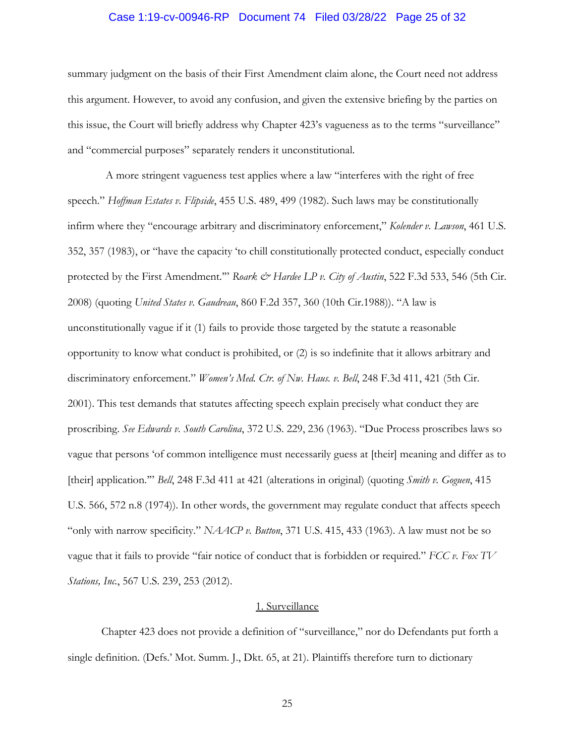summary judgment on the basis of their First Amendment claim alone, the Court need not address this argument. However, to avoid any confusion, and given the extensive briefing by the parties on this issue, the Court will briefly address why Chapter 423's vagueness as to the terms "surveillance" and "commercial purposes" separately renders it unconstitutional.

A more stringent vagueness test applies where a law "interferes with the right of free speech." *Hoffman Estates v. Flipside*, 455 U.S. 489, 499 (1982). Such laws may be constitutionally infirm where they "encourage arbitrary and discriminatory enforcement," *Kolender v. Lawson*, 461 U.S. 352, 357 (1983), or "have the capacity 'to chill constitutionally protected conduct, especially conduct protected by the First Amendment.'" *Roark & Hardee LP v. City of Austin*, 522 F.3d 533, 546 (5th Cir. 2008) (quoting *United States v. Gaudreau*, 860 F.2d 357, 360 (10th Cir.1988)). "A law is unconstitutionally vague if it (1) fails to provide those targeted by the statute a reasonable opportunity to know what conduct is prohibited, or (2) is so indefinite that it allows arbitrary and discriminatory enforcement." *Women's Med. Ctr. of Nw. Haus. v. Bell*, 248 F.3d 411, 421 (5th Cir. 2001). This test demands that statutes affecting speech explain precisely what conduct they are proscribing. *See Edwards v. South Carolina*, 372 U.S. 229, 236 (1963). "Due Process proscribes laws so vague that persons 'of common intelligence must necessarily guess at [their] meaning and differ as to [their] application.'" *Bell*, 248 F.3d 411 at 421 (alterations in original) (quoting *Smith v. Goguen*, 415 U.S. 566, 572 n.8 (1974)). In other words, the government may regulate conduct that affects speech "only with narrow specificity." *NAACP v. Button*, 371 U.S. 415, 433 (1963). A law must not be so vague that it fails to provide "fair notice of conduct that is forbidden or required." *FCC v. Fox TV Stations, Inc.*, 567 U.S. 239, 253 (2012).

## 1. Surveillance

Chapter 423 does not provide a definition of "surveillance," nor do Defendants put forth a single definition. (Defs.' Mot. Summ. J., Dkt. 65, at 21). Plaintiffs therefore turn to dictionary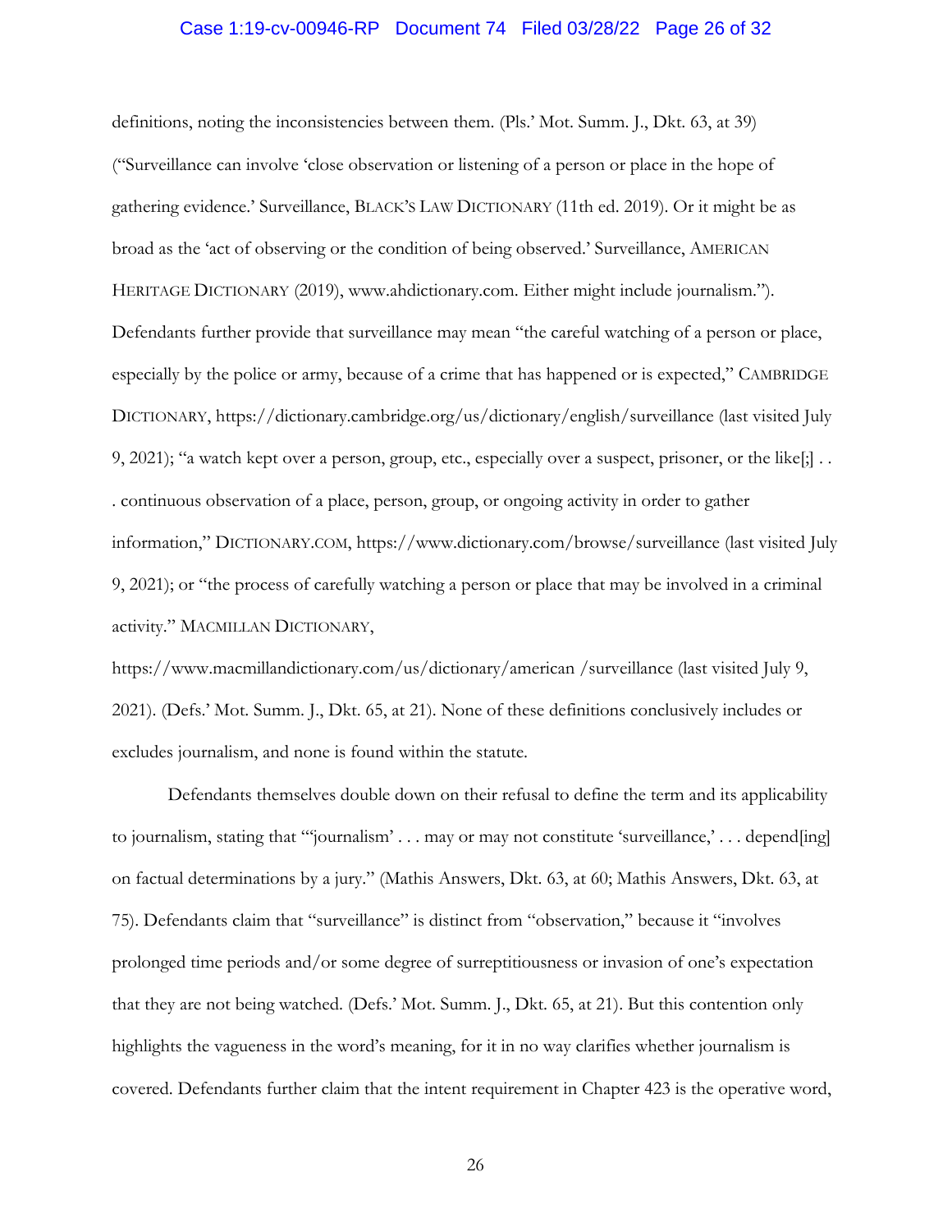definitions, noting the inconsistencies between them. (Pls.' Mot. Summ. J., Dkt. 63, at 39) ("Surveillance can involve 'close observation or listening of a person or place in the hope of gathering evidence.' Surveillance, BLACK'S LAW DICTIONARY (11th ed. 2019). Or it might be as broad as the 'act of observing or the condition of being observed.' Surveillance, AMERICAN HERITAGE DICTIONARY (2019), www.ahdictionary.com. Either might include journalism."). Defendants further provide that surveillance may mean "the careful watching of a person or place, especially by the police or army, because of a crime that has happened or is expected," CAMBRIDGE DICTIONARY, https://dictionary.cambridge.org/us/dictionary/english/surveillance (last visited July 9, 2021); "a watch kept over a person, group, etc., especially over a suspect, prisoner, or the like[;] . . . continuous observation of a place, person, group, or ongoing activity in order to gather information," DICTIONARY.COM, https://www.dictionary.com/browse/surveillance (last visited July 9, 2021); or "the process of carefully watching a person or place that may be involved in a criminal activity." MACMILLAN DICTIONARY, https://www.macmillandictionary.com/us/dictionary/american /surveillance (last visited July 9, 2021). (Defs.' Mot. Summ. J., Dkt. 65, at 21). None of these definitions conclusively includes or excludes journalism, and none is found within the statute.

Defendants themselves double down on their refusal to define the term and its applicability to journalism, stating that "'journalism' . . . may or may not constitute 'surveillance,' . . . depend[ing] on factual determinations by a jury." (Mathis Answers, Dkt. 63, at 60; Mathis Answers, Dkt. 63, at 75). Defendants claim that "surveillance" is distinct from "observation," because it "involves prolonged time periods and/or some degree of surreptitiousness or invasion of one's expectation that they are not being watched. (Defs.' Mot. Summ. J., Dkt. 65, at 21). But this contention only highlights the vagueness in the word's meaning, for it in no way clarifies whether journalism is covered. Defendants further claim that the intent requirement in Chapter 423 is the operative word,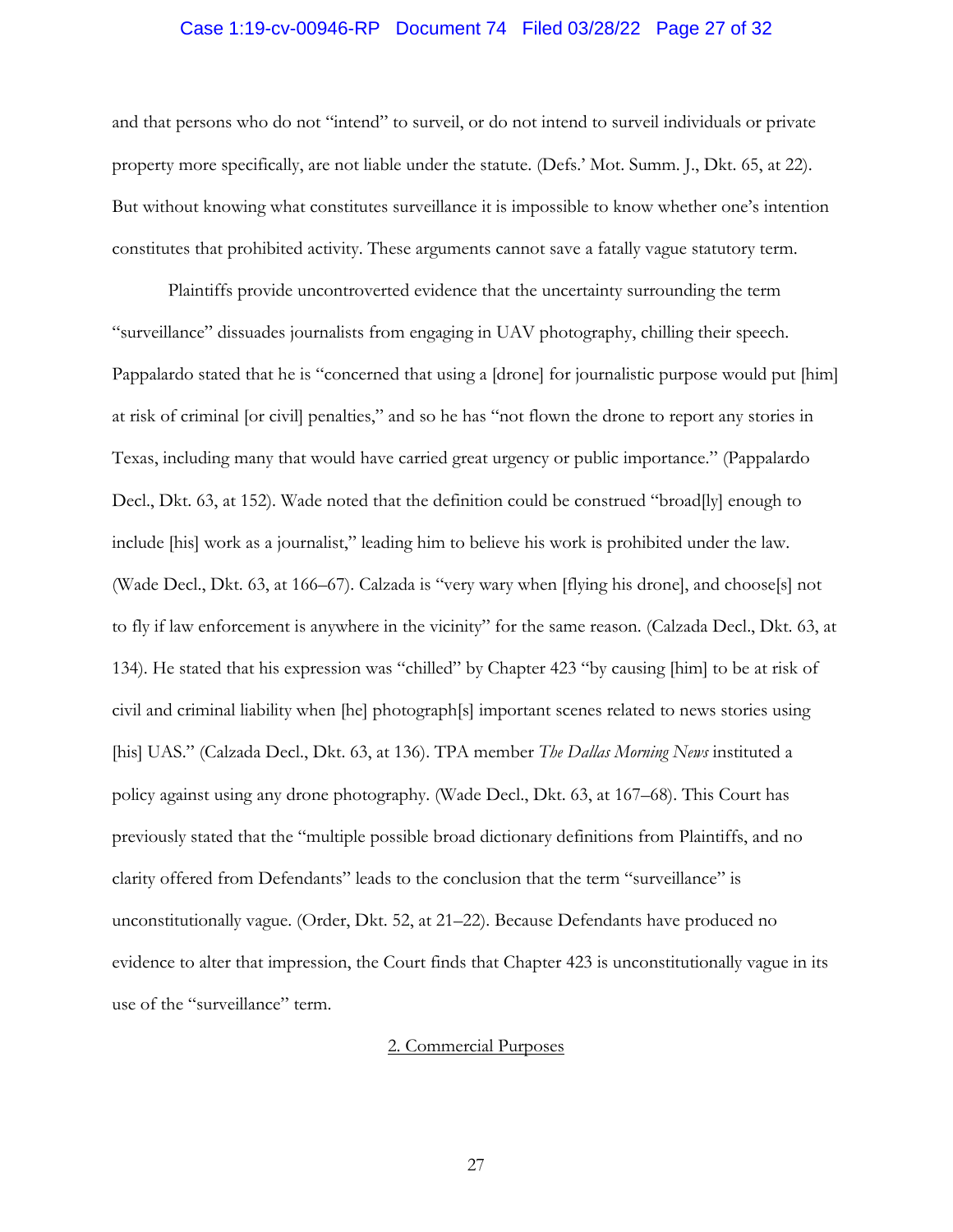and that persons who do not "intend" to surveil, or do not intend to surveil individuals or private property more specifically, are not liable under the statute. (Defs.' Mot. Summ. J., Dkt. 65, at 22). But without knowing what constitutes surveillance it is impossible to know whether one's intention constitutes that prohibited activity. These arguments cannot save a fatally vague statutory term.

Plaintiffs provide uncontroverted evidence that the uncertainty surrounding the term "surveillance" dissuades journalists from engaging in UAV photography, chilling their speech. Pappalardo stated that he is "concerned that using a [drone] for journalistic purpose would put [him] at risk of criminal [or civil] penalties," and so he has "not flown the drone to report any stories in Texas, including many that would have carried great urgency or public importance." (Pappalardo Decl., Dkt. 63, at 152). Wade noted that the definition could be construed "broad[ly] enough to include [his] work as a journalist," leading him to believe his work is prohibited under the law. (Wade Decl., Dkt. 63, at 166–67). Calzada is "very wary when [flying his drone], and choose[s] not to fly if law enforcement is anywhere in the vicinity" for the same reason. (Calzada Decl., Dkt. 63, at 134). He stated that his expression was "chilled" by Chapter 423 "by causing [him] to be at risk of civil and criminal liability when [he] photograph[s] important scenes related to news stories using [his] UAS." (Calzada Decl., Dkt. 63, at 136). TPA member *The Dallas Morning News* instituted a policy against using any drone photography. (Wade Decl., Dkt. 63, at 167–68). This Court has previously stated that the "multiple possible broad dictionary definitions from Plaintiffs, and no clarity offered from Defendants" leads to the conclusion that the term "surveillance" is unconstitutionally vague. (Order, Dkt. 52, at 21–22). Because Defendants have produced no evidence to alter that impression, the Court finds that Chapter 423 is unconstitutionally vague in its use of the "surveillance" term.

2. Commercial Purposes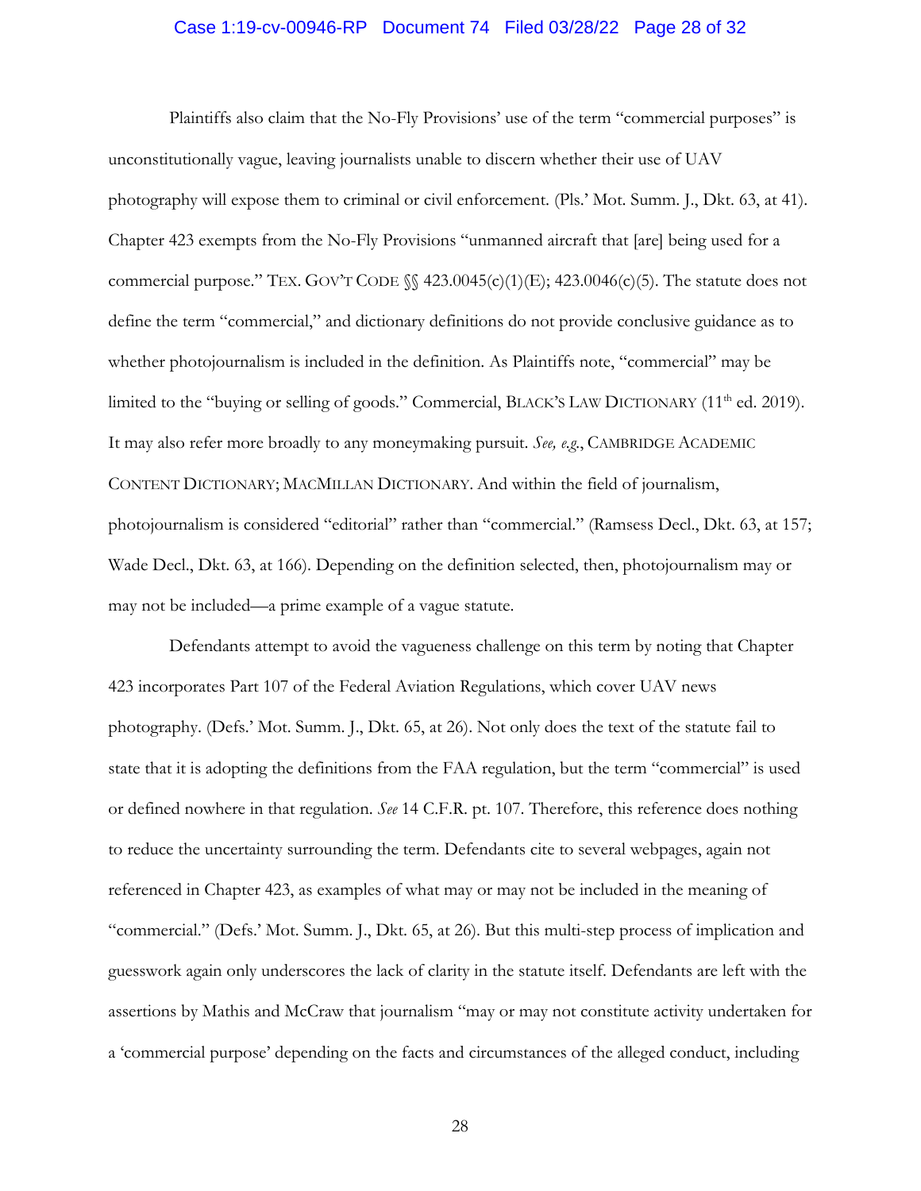Plaintiffs also claim that the No-Fly Provisions' use of the term "commercial purposes" is unconstitutionally vague, leaving journalists unable to discern whether their use of UAV photography will expose them to criminal or civil enforcement. (Pls.' Mot. Summ. J., Dkt. 63, at 41). Chapter 423 exempts from the No-Fly Provisions "unmanned aircraft that [are] being used for a commercial purpose." TEX. GOV'T CODE §§ 423.0045(c)(1)(E); 423.0046(c)(5). The statute does not define the term "commercial," and dictionary definitions do not provide conclusive guidance as to whether photojournalism is included in the definition. As Plaintiffs note, "commercial" may be limited to the "buying or selling of goods." Commercial, BLACK'S LAW DICTIONARY (11th ed. 2019). It may also refer more broadly to any moneymaking pursuit. *See, e.g.*, CAMBRIDGE ACADEMIC CONTENT DICTIONARY; MACMILLAN DICTIONARY. And within the field of journalism, photojournalism is considered "editorial" rather than "commercial." (Ramsess Decl., Dkt. 63, at 157; Wade Decl., Dkt. 63, at 166). Depending on the definition selected, then, photojournalism may or may not be included—a prime example of a vague statute.

Defendants attempt to avoid the vagueness challenge on this term by noting that Chapter 423 incorporates Part 107 of the Federal Aviation Regulations, which cover UAV news photography. (Defs.' Mot. Summ. J., Dkt. 65, at 26). Not only does the text of the statute fail to state that it is adopting the definitions from the FAA regulation, but the term "commercial" is used or defined nowhere in that regulation. *See* 14 C.F.R. pt. 107. Therefore, this reference does nothing to reduce the uncertainty surrounding the term. Defendants cite to several webpages, again not referenced in Chapter 423, as examples of what may or may not be included in the meaning of "commercial." (Defs.' Mot. Summ. J., Dkt. 65, at 26). But this multi-step process of implication and guesswork again only underscores the lack of clarity in the statute itself. Defendants are left with the assertions by Mathis and McCraw that journalism "may or may not constitute activity undertaken for a 'commercial purpose' depending on the facts and circumstances of the alleged conduct, including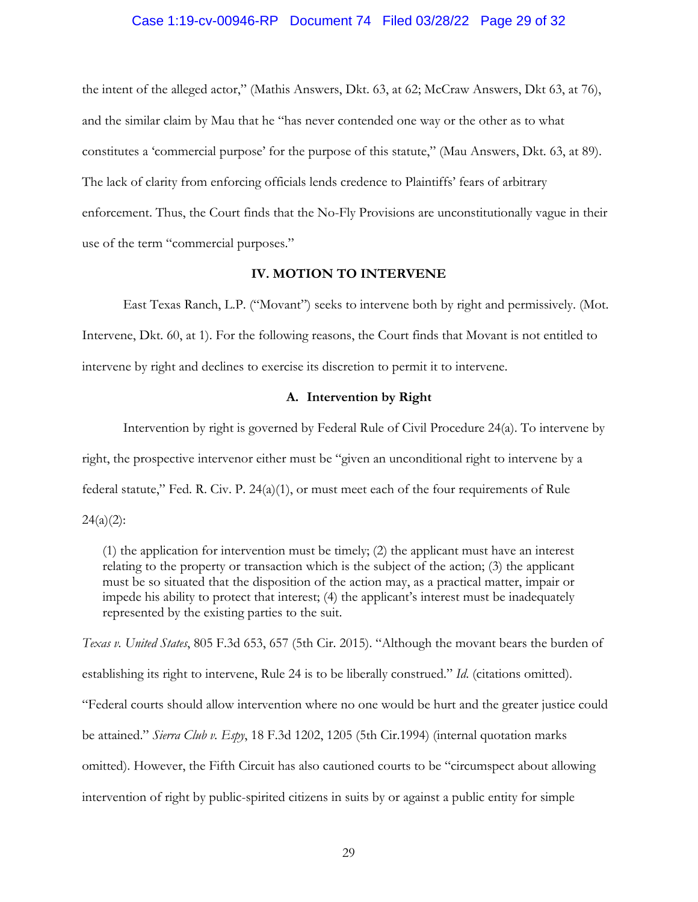the intent of the alleged actor," (Mathis Answers, Dkt. 63, at 62; McCraw Answers, Dkt 63, at 76), and the similar claim by Mau that he "has never contended one way or the other as to what constitutes a 'commercial purpose' for the purpose of this statute," (Mau Answers, Dkt. 63, at 89). The lack of clarity from enforcing officials lends credence to Plaintiffs' fears of arbitrary enforcement. Thus, the Court finds that the No-Fly Provisions are unconstitutionally vague in their use of the term "commercial purposes."

## IV. MOTION TO INTERVENE

East Texas Ranch, L.P. ("Movant") seeks to intervene both by right and permissively. (Mot. Intervene, Dkt. 60, at 1). For the following reasons, the Court finds that Movant is not entitled to intervene by right and declines to exercise its discretion to permit it to intervene.

### A. Intervention by Right

Intervention by right is governed by Federal Rule of Civil Procedure 24(a). To intervene by right, the prospective intervenor either must be "given an unconditional right to intervene by a federal statute," Fed. R. Civ. P. 24(a)(1), or must meet each of the four requirements of Rule 24(a)(2):

> (1) the application for intervention must be timely; (2) the applicant must have an interest relating to the property or transaction which is the subject of the action; (3) the applicant must be so situated that the disposition of the action may, as a practical matter, impair or impede his ability to protect that interest; (4) the applicant's interest must be inadequately represented by the existing parties to the suit.

*Texas v. United States*, 805 F.3d 653, 657 (5th Cir. 2015). "Although the movant bears the burden of establishing its right to intervene, Rule 24 is to be liberally construed." *Id.* (citations omitted). "Federal courts should allow intervention where no one would be hurt and the greater justice could be attained." *Sierra Club v. Espy*, 18 F.3d 1202, 1205 (5th Cir.1994) (internal quotation marks omitted). However, the Fifth Circuit has also cautioned courts to be "circumspect about allowing intervention of right by public-spirited citizens in suits by or against a public entity for simple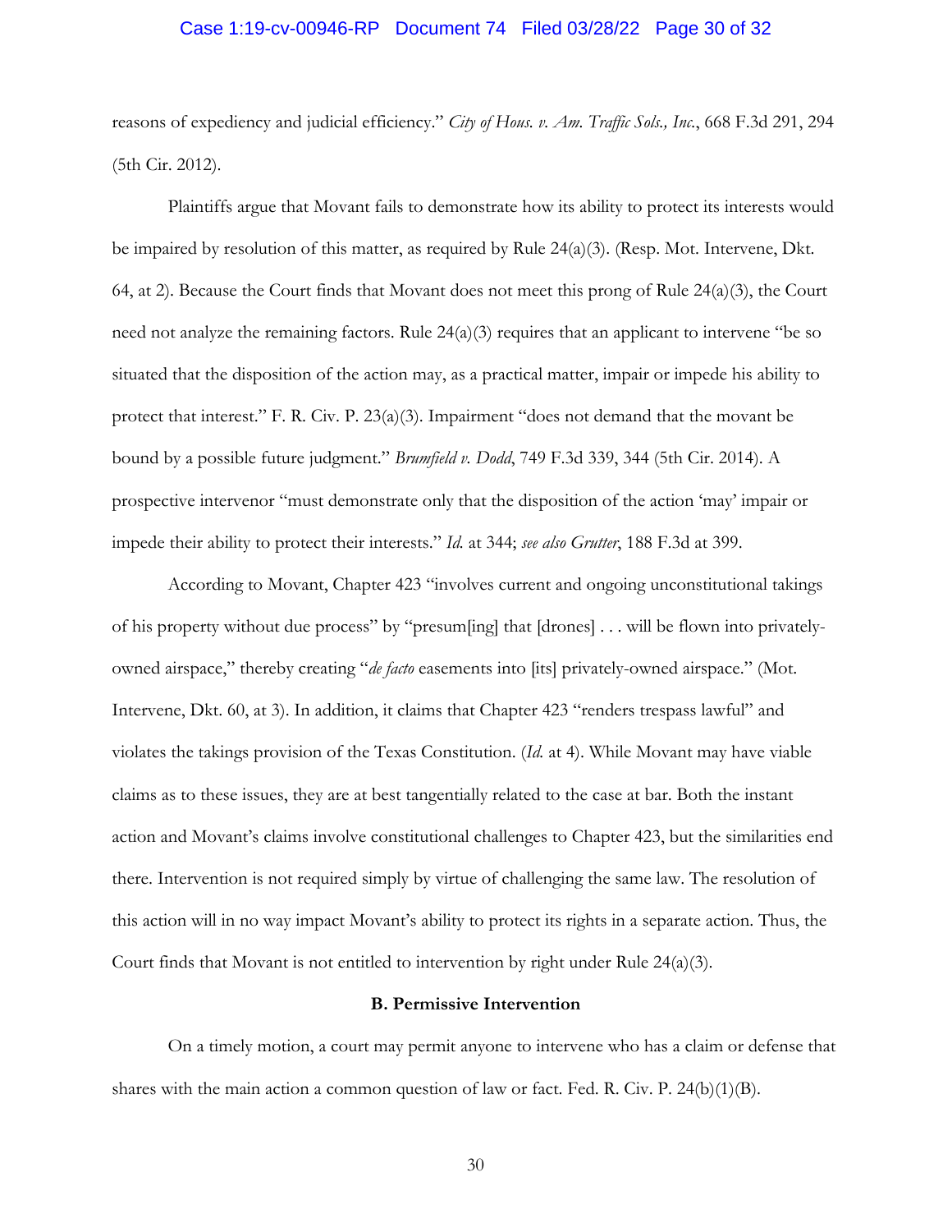reasons of expediency and judicial efficiency." *City of Hous. v. Am. Traffic Sols., Inc.*, 668 F.3d 291, 294 (5th Cir. 2012).

Plaintiffs argue that Movant fails to demonstrate how its ability to protect its interests would be impaired by resolution of this matter, as required by Rule 24(a)(3). (Resp. Mot. Intervene, Dkt. 64, at 2). Because the Court finds that Movant does not meet this prong of Rule 24(a)(3), the Court need not analyze the remaining factors. Rule 24(a)(3) requires that an applicant to intervene "be so situated that the disposition of the action may, as a practical matter, impair or impede his ability to protect that interest." F. R. Civ. P. 23(a)(3). Impairment "does not demand that the movant be bound by a possible future judgment." *Brumfield v. Dodd*, 749 F.3d 339, 344 (5th Cir. 2014). A prospective intervenor "must demonstrate only that the disposition of the action 'may' impair or impede their ability to protect their interests." *Id.* at 344; *see also Grutter*, 188 F.3d at 399.

According to Movant, Chapter 423 "involves current and ongoing unconstitutional takings of his property without due process" by "presum[ing] that [drones] . . . will be flown into privately-owned airspace," thereby creating "*de facto* easements into [its] privately-owned airspace." (Mot. Intervene, Dkt. 60, at 3). In addition, it claims that Chapter 423 "renders trespass lawful" and violates the takings provision of the Texas Constitution. (*Id.* at 4). While Movant may have viable claims as to these issues, they are at best tangentially related to the case at bar. Both the instant action and Movant's claims involve constitutional challenges to Chapter 423, but the similarities end there. Intervention is not required simply by virtue of challenging the same law. The resolution of this action will in no way impact Movant's ability to protect its rights in a separate action. Thus, the Court finds that Movant is not entitled to intervention by right under Rule 24(a)(3).

**B. Permissive Intervention**

On a timely motion, a court may permit anyone to intervene who has a claim or defense that shares with the main action a common question of law or fact. Fed. R. Civ. P. 24(b)(1)(B).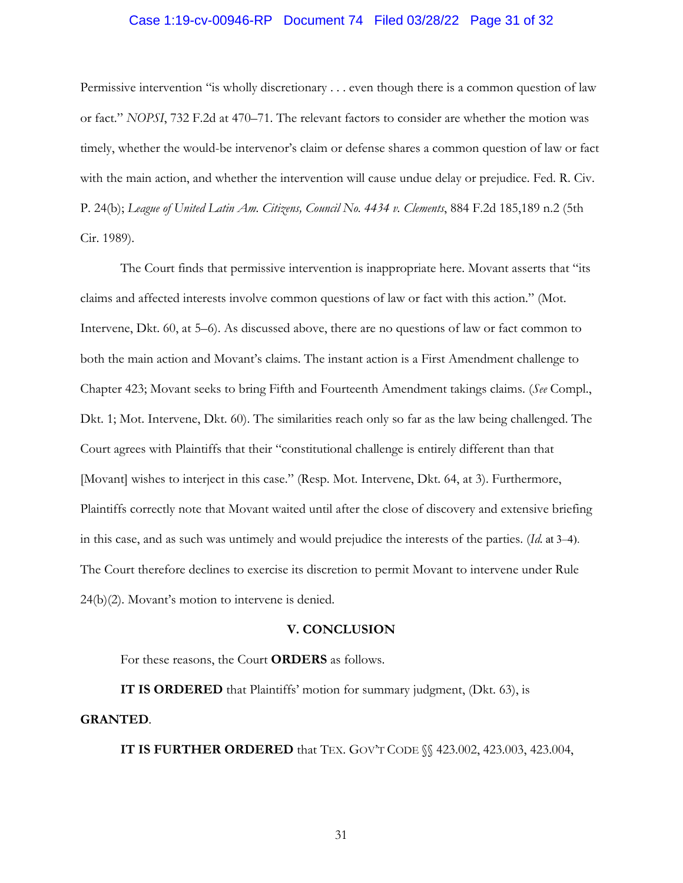Permissive intervention "is wholly discretionary . . . even though there is a common question of law or fact." *NOPSI*, 732 F.2d at 470–71. The relevant factors to consider are whether the motion was timely, whether the would-be intervenor's claim or defense shares a common question of law or fact with the main action, and whether the intervention will cause undue delay or prejudice. Fed. R. Civ. P. 24(b); *League of United Latin Am. Citizens, Council No. 4434 v. Clements*, 884 F.2d 185,189 n.2 (5th Cir. 1989).

The Court finds that permissive intervention is inappropriate here. Movant asserts that "its claims and affected interests involve common questions of law or fact with this action." (Mot. Intervene, Dkt. 60, at 5–6). As discussed above, there are no questions of law or fact common to both the main action and Movant's claims. The instant action is a First Amendment challenge to Chapter 423; Movant seeks to bring Fifth and Fourteenth Amendment takings claims. (*See* Compl., Dkt. 1; Mot. Intervene, Dkt. 60). The similarities reach only so far as the law being challenged. The Court agrees with Plaintiffs that their "constitutional challenge is entirely different than that [Movant] wishes to interject in this case." (Resp. Mot. Intervene, Dkt. 64, at 3). Furthermore, Plaintiffs correctly note that Movant waited until after the close of discovery and extensive briefing in this case, and as such was untimely and would prejudice the interests of the parties. (*Id.* at 3–4). The Court therefore declines to exercise its discretion to permit Movant to intervene under Rule 24(b)(2). Movant's motion to intervene is denied.

## V. CONCLUSION

For these reasons, the Court **ORDERS** as follows.

**IT IS ORDERED** that Plaintiffs' motion for summary judgment, (Dkt. 63), is **GRANTED**.

**IT IS FURTHER ORDERED** that TEX. GOV'T CODE §§ 423.002, 423.003, 423.004,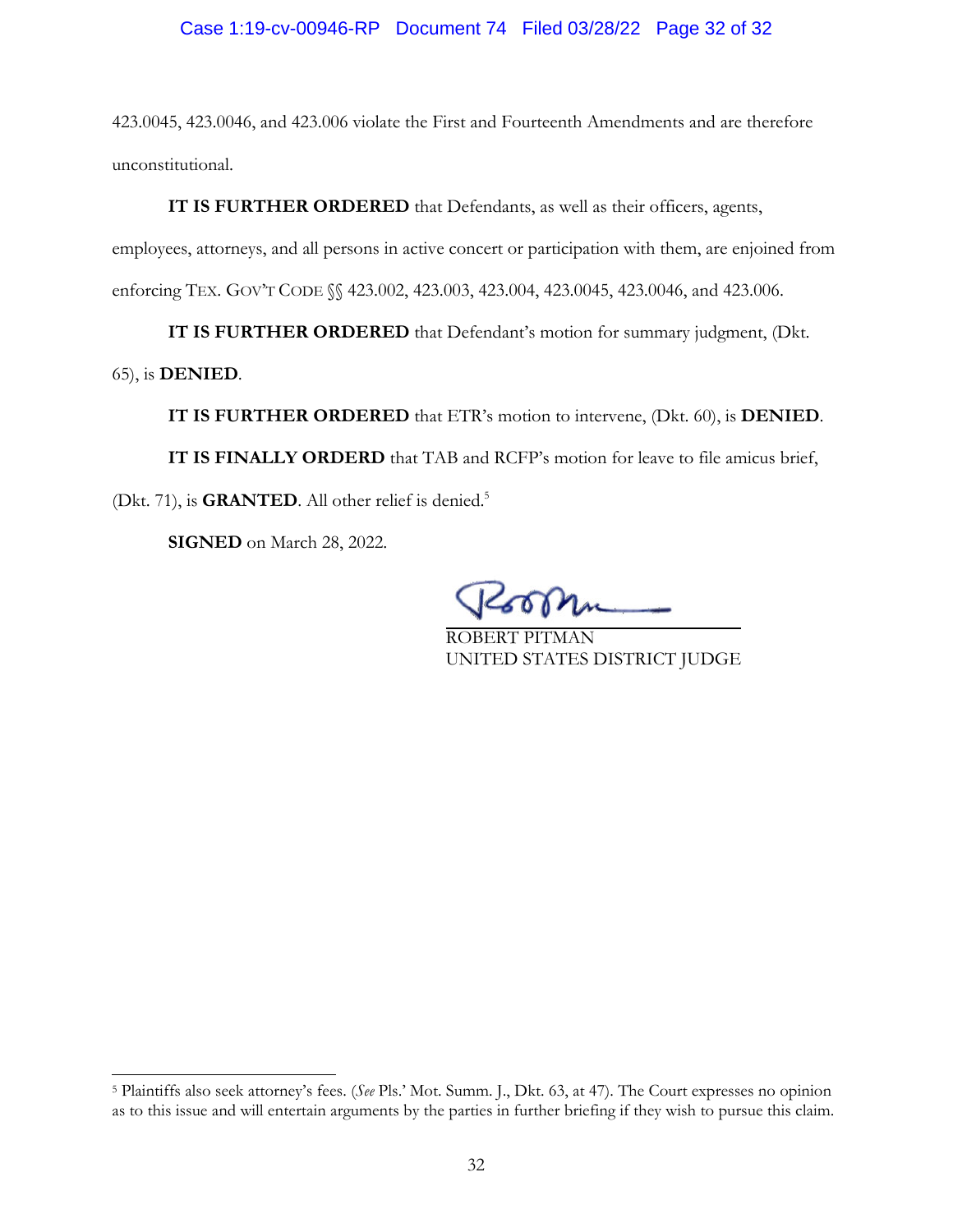423.0045, 423.0046, and 423.006 violate the First and Fourteenth Amendments and are therefore unconstitutional.

**IT IS FURTHER ORDERED** that Defendants, as well as their officers, agents, employees, attorneys, and all persons in active concert or participation with them, are enjoined from enforcing TEX. GOV'T CODE §§ 423.002, 423.003, 423.004, 423.0045, 423.0046, and 423.006.

**IT IS FURTHER ORDERED** that Defendant's motion for summary judgment, (Dkt. 65), is **DENIED**.

**IT IS FURTHER ORDERED** that ETR's motion to intervene, (Dkt. 60), is **DENIED**.

**IT IS FINALLY ORDERD** that TAB and RCFP's motion for leave to file amicus brief, (Dkt. 71), is **GRANTED**. All other relief is denied.[5]

**SIGNED** on March 28, 2022.

ROBERT PITMAN
UNITED STATES DISTRICT JUDGE

---

[5] Plaintiffs also seek attorney's fees. (*See* Pls.' Mot. Summ. J., Dkt. 63, at 47). The Court expresses no opinion as to this issue and will entertain arguments by the parties in further briefing if they wish to pursue this claim.